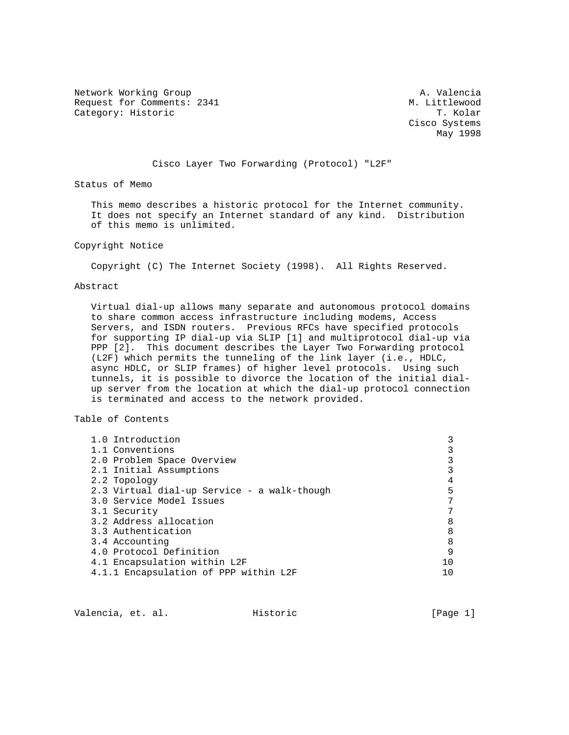Network Working Group A. Valencia
Request for Comments: 2341 M. Littlewood
Category: Historic T. Kolar
Cisco Systems
May 1998

# Cisco Layer Two Forwarding (Protocol) "L2F"

## Status of Memo

This memo describes a historic protocol for the Internet community. It does not specify an Internet standard of any kind. Distribution of this memo is unlimited.

## Copyright Notice

Copyright (C) The Internet Society (1998). All Rights Reserved.

## Abstract

Virtual dial-up allows many separate and autonomous protocol domains to share common access infrastructure including modems, Access Servers, and ISDN routers. Previous RFCs have specified protocols for supporting IP dial-up via SLIP [1] and multiprotocol dial-up via PPP [2]. This document describes the Layer Two Forwarding protocol (L2F) which permits the tunneling of the link layer (i.e., HDLC, async HDLC, or SLIP frames) of higher level protocols. Using such tunnels, it is possible to divorce the location of the initial dial-up server from the location at which the dial-up protocol connection is terminated and access to the network provided.

## Table of Contents

```
1.0 Introduction                                                  3
1.1 Conventions                                                   3
2.0 Problem Space Overview                                        3
2.1 Initial Assumptions                                           3
2.2 Topology                                                      4
2.3 Virtual dial-up Service - a walk-though                       5
3.0 Service Model Issues                                          7
3.1 Security                                                      7
3.2 Address allocation                                            8
3.3 Authentication                                                8
3.4 Accounting                                                    8
4.0 Protocol Definition                                           9
4.1 Encapsulation within L2F                                     10
4.1.1 Encapsulation of PPP within L2F                            10
```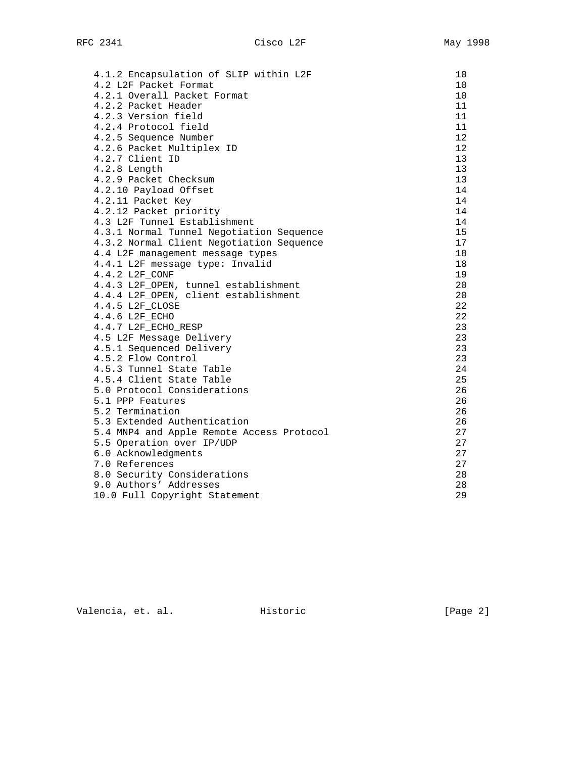```
   4.1.2 Encapsulation of SLIP within L2F                          10
   4.2 L2F Packet Format                                           10
   4.2.1 Overall Packet Format                                     10
   4.2.2 Packet Header                                             11
   4.2.3 Version field                                             11
   4.2.4 Protocol field                                            11
   4.2.5 Sequence Number                                           12
   4.2.6 Packet Multiplex ID                                       12
   4.2.7 Client ID                                                 13
   4.2.8 Length                                                    13
   4.2.9 Packet Checksum                                           13
   4.2.10 Payload Offset                                           14
   4.2.11 Packet Key                                               14
   4.2.12 Packet priority                                          14
   4.3 L2F Tunnel Establishment                                    14
   4.3.1 Normal Tunnel Negotiation Sequence                        15
   4.3.2 Normal Client Negotiation Sequence                        17
   4.4 L2F management message types                                18
   4.4.1 L2F message type: Invalid                                 18
   4.4.2 L2F_CONF                                                  19
   4.4.3 L2F_OPEN, tunnel establishment                            20
   4.4.4 L2F_OPEN, client establishment                            20
   4.4.5 L2F_CLOSE                                                 22
   4.4.6 L2F_ECHO                                                  22
   4.4.7 L2F_ECHO_RESP                                             23
   4.5 L2F Message Delivery                                        23
   4.5.1 Sequenced Delivery                                        23
   4.5.2 Flow Control                                              23
   4.5.3 Tunnel State Table                                        24
   4.5.4 Client State Table                                        25
   5.0 Protocol Considerations                                     26
   5.1 PPP Features                                                26
   5.2 Termination                                                 26
   5.3 Extended Authentication                                     26
   5.4 MNP4 and Apple Remote Access Protocol                       27
   5.5 Operation over IP/UDP                                       27
   6.0 Acknowledgments                                             27
   7.0 References                                                  27
   8.0 Security Considerations                                     28
   9.0 Authors' Addresses                                          28
   10.0 Full Copyright Statement                                   29
```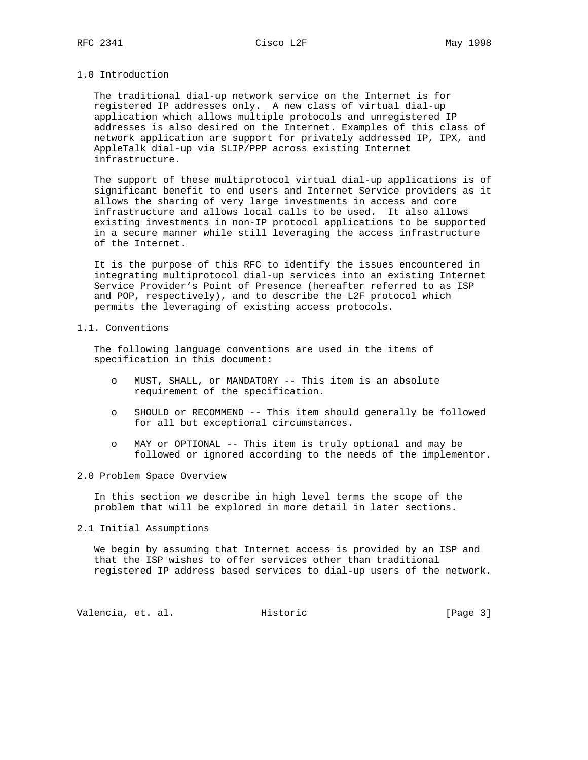## 1.0 Introduction

The traditional dial-up network service on the Internet is for registered IP addresses only. A new class of virtual dial-up application which allows multiple protocols and unregistered IP addresses is also desired on the Internet. Examples of this class of network application are support for privately addressed IP, IPX, and AppleTalk dial-up via SLIP/PPP across existing Internet infrastructure.

The support of these multiprotocol virtual dial-up applications is of significant benefit to end users and Internet Service providers as it allows the sharing of very large investments in access and core infrastructure and allows local calls to be used. It also allows existing investments in non-IP protocol applications to be supported in a secure manner while still leveraging the access infrastructure of the Internet.

It is the purpose of this RFC to identify the issues encountered in integrating multiprotocol dial-up services into an existing Internet Service Provider's Point of Presence (hereafter referred to as ISP and POP, respectively), and to describe the L2F protocol which permits the leveraging of existing access protocols.

### 1.1. Conventions

The following language conventions are used in the items of specification in this document:

- MUST, SHALL, or MANDATORY -- This item is an absolute requirement of the specification.
- SHOULD or RECOMMEND -- This item should generally be followed for all but exceptional circumstances.
- MAY or OPTIONAL -- This item is truly optional and may be followed or ignored according to the needs of the implementor.

## 2.0 Problem Space Overview

In this section we describe in high level terms the scope of the problem that will be explored in more detail in later sections.

### 2.1 Initial Assumptions

We begin by assuming that Internet access is provided by an ISP and that the ISP wishes to offer services other than traditional registered IP address based services to dial-up users of the network.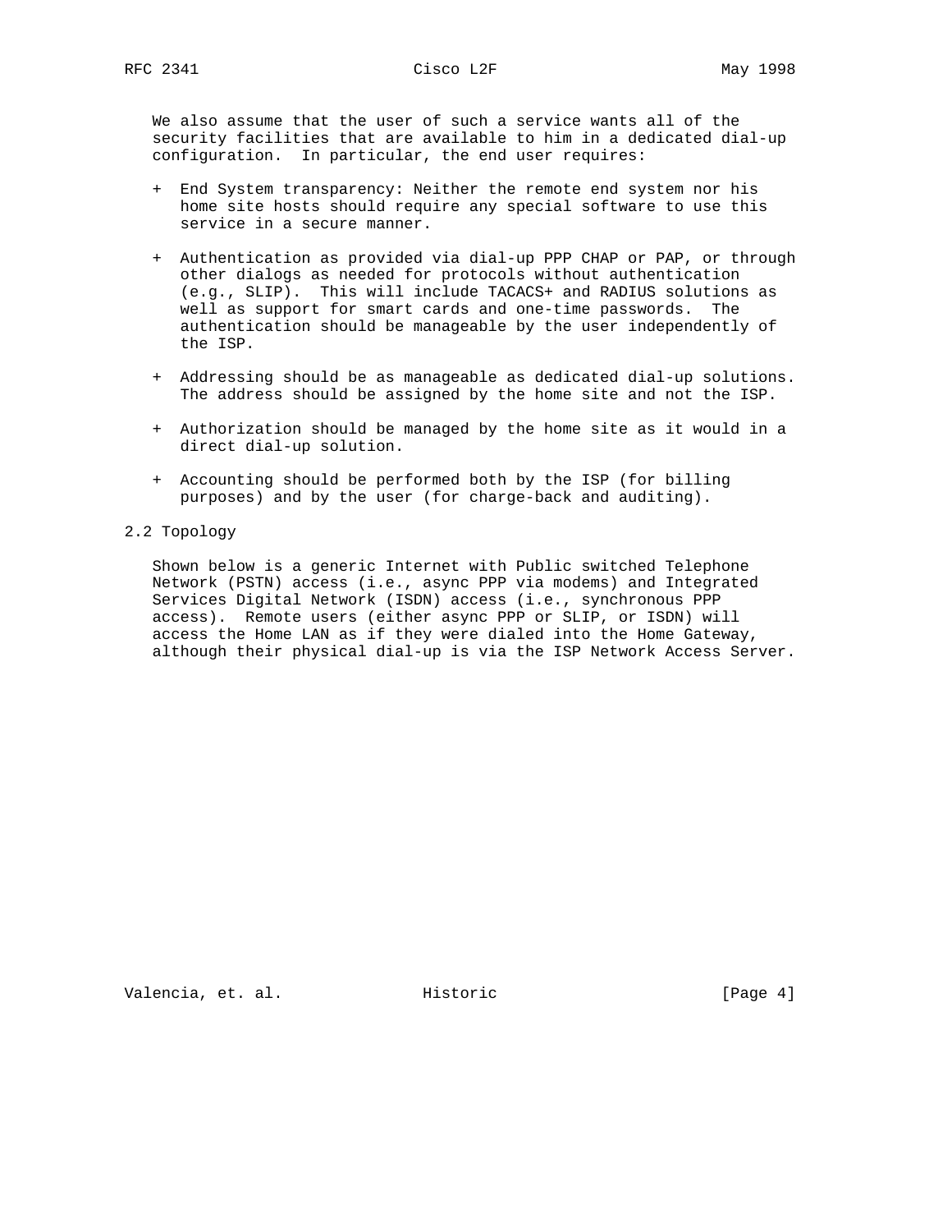We also assume that the user of such a service wants all of the security facilities that are available to him in a dedicated dial-up configuration. In particular, the end user requires:

+ End System transparency: Neither the remote end system nor his home site hosts should require any special software to use this service in a secure manner.

+ Authentication as provided via dial-up PPP CHAP or PAP, or through other dialogs as needed for protocols without authentication (e.g., SLIP). This will include TACACS+ and RADIUS solutions as well as support for smart cards and one-time passwords. The authentication should be manageable by the user independently of the ISP.

+ Addressing should be as manageable as dedicated dial-up solutions. The address should be assigned by the home site and not the ISP.

+ Authorization should be managed by the home site as it would in a direct dial-up solution.

+ Accounting should be performed both by the ISP (for billing purposes) and by the user (for charge-back and auditing).

## 2.2 Topology

Shown below is a generic Internet with Public switched Telephone Network (PSTN) access (i.e., async PPP via modems) and Integrated Services Digital Network (ISDN) access (i.e., synchronous PPP access). Remote users (either async PPP or SLIP, or ISDN) will access the Home LAN as if they were dialed into the Home Gateway, although their physical dial-up is via the ISP Network Access Server.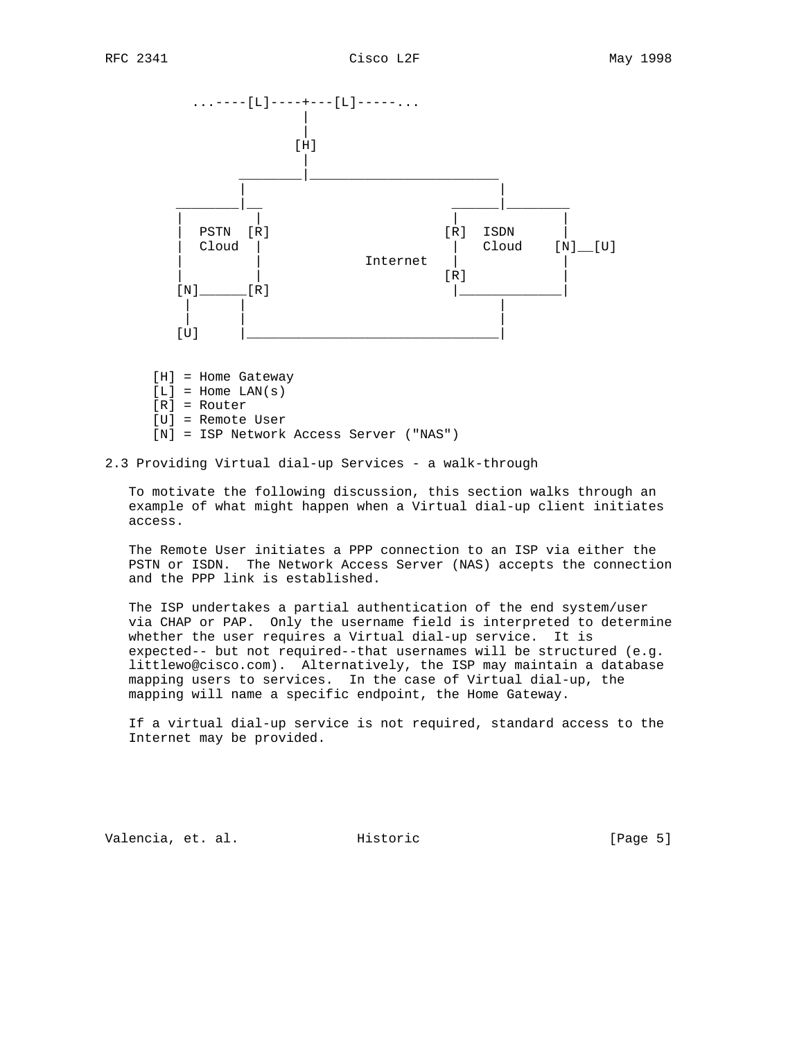```
          ...----[L]----+---[L]-----...
                        |
                        |
                       [H]
                        |
               ________|_________________________
              |                                   |
      ________|__                           ______|________
     |           |                         |               |
     |  PSTN  [R]                        [R]  ISDN         |
     |  Cloud    |                         |   Cloud    [N]__[U]
     |           |             Internet    |               |
     |           |                        [R]              |
    [N]______[R]                           |_______________|
     |           |                                   |
     |           |                                   |
    [U]          |___________________________________|

     [H] = Home Gateway
     [L] = Home LAN(s)
     [R] = Router
     [U] = Remote User
     [N] = ISP Network Access Server ("NAS")
```

## 2.3 Providing Virtual dial-up Services - a walk-through

To motivate the following discussion, this section walks through an example of what might happen when a Virtual dial-up client initiates access.

The Remote User initiates a PPP connection to an ISP via either the PSTN or ISDN. The Network Access Server (NAS) accepts the connection and the PPP link is established.

The ISP undertakes a partial authentication of the end system/user via CHAP or PAP. Only the username field is interpreted to determine whether the user requires a Virtual dial-up service. It is expected-- but not required--that usernames will be structured (e.g. littlewo@cisco.com). Alternatively, the ISP may maintain a database mapping users to services. In the case of Virtual dial-up, the mapping will name a specific endpoint, the Home Gateway.

If a virtual dial-up service is not required, standard access to the Internet may be provided.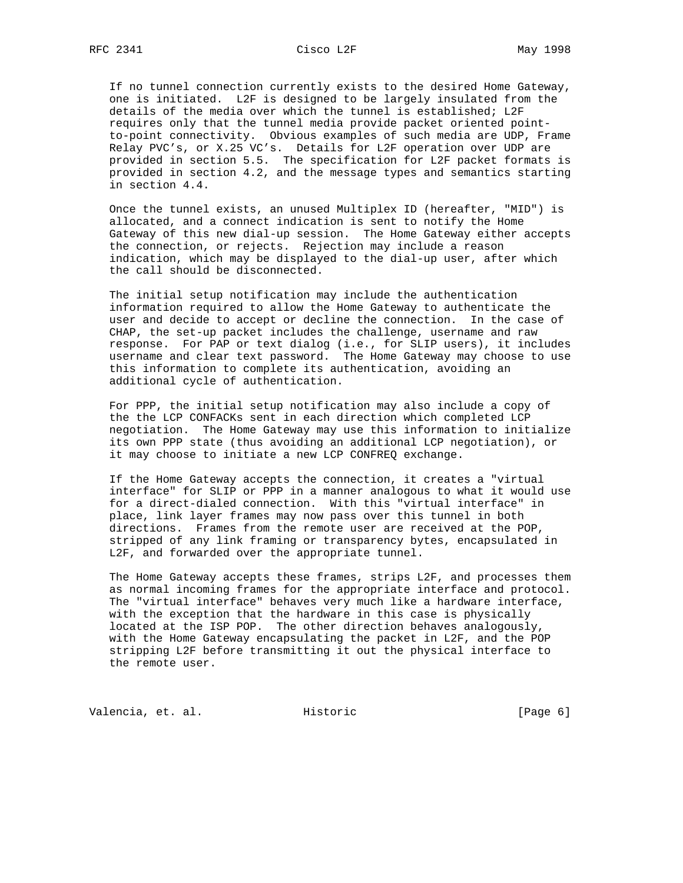If no tunnel connection currently exists to the desired Home Gateway, one is initiated. L2F is designed to be largely insulated from the details of the media over which the tunnel is established; L2F requires only that the tunnel media provide packet oriented point-to-point connectivity. Obvious examples of such media are UDP, Frame Relay PVC's, or X.25 VC's. Details for L2F operation over UDP are provided in section 5.5. The specification for L2F packet formats is provided in section 4.2, and the message types and semantics starting in section 4.4.

Once the tunnel exists, an unused Multiplex ID (hereafter, "MID") is allocated, and a connect indication is sent to notify the Home Gateway of this new dial-up session. The Home Gateway either accepts the connection, or rejects. Rejection may include a reason indication, which may be displayed to the dial-up user, after which the call should be disconnected.

The initial setup notification may include the authentication information required to allow the Home Gateway to authenticate the user and decide to accept or decline the connection. In the case of CHAP, the set-up packet includes the challenge, username and raw response. For PAP or text dialog (i.e., for SLIP users), it includes username and clear text password. The Home Gateway may choose to use this information to complete its authentication, avoiding an additional cycle of authentication.

For PPP, the initial setup notification may also include a copy of the the LCP CONFACKs sent in each direction which completed LCP negotiation. The Home Gateway may use this information to initialize its own PPP state (thus avoiding an additional LCP negotiation), or it may choose to initiate a new LCP CONFREQ exchange.

If the Home Gateway accepts the connection, it creates a "virtual interface" for SLIP or PPP in a manner analogous to what it would use for a direct-dialed connection. With this "virtual interface" in place, link layer frames may now pass over this tunnel in both directions. Frames from the remote user are received at the POP, stripped of any link framing or transparency bytes, encapsulated in L2F, and forwarded over the appropriate tunnel.

The Home Gateway accepts these frames, strips L2F, and processes them as normal incoming frames for the appropriate interface and protocol. The "virtual interface" behaves very much like a hardware interface, with the exception that the hardware in this case is physically located at the ISP POP. The other direction behaves analogously, with the Home Gateway encapsulating the packet in L2F, and the POP stripping L2F before transmitting it out the physical interface to the remote user.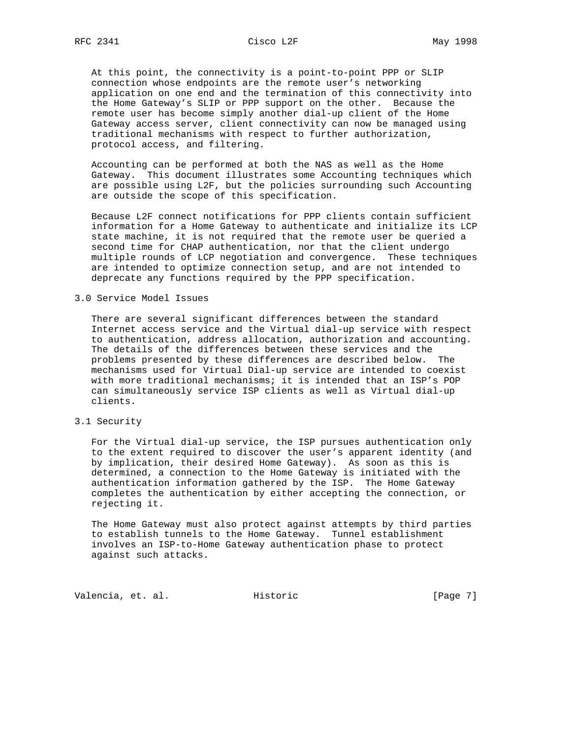At this point, the connectivity is a point-to-point PPP or SLIP connection whose endpoints are the remote user's networking application on one end and the termination of this connectivity into the Home Gateway's SLIP or PPP support on the other. Because the remote user has become simply another dial-up client of the Home Gateway access server, client connectivity can now be managed using traditional mechanisms with respect to further authorization, protocol access, and filtering.

Accounting can be performed at both the NAS as well as the Home Gateway. This document illustrates some Accounting techniques which are possible using L2F, but the policies surrounding such Accounting are outside the scope of this specification.

Because L2F connect notifications for PPP clients contain sufficient information for a Home Gateway to authenticate and initialize its LCP state machine, it is not required that the remote user be queried a second time for CHAP authentication, nor that the client undergo multiple rounds of LCP negotiation and convergence. These techniques are intended to optimize connection setup, and are not intended to deprecate any functions required by the PPP specification.

## 3.0 Service Model Issues

There are several significant differences between the standard Internet access service and the Virtual dial-up service with respect to authentication, address allocation, authorization and accounting. The details of the differences between these services and the problems presented by these differences are described below. The mechanisms used for Virtual Dial-up service are intended to coexist with more traditional mechanisms; it is intended that an ISP's POP can simultaneously service ISP clients as well as Virtual dial-up clients.

### 3.1 Security

For the Virtual dial-up service, the ISP pursues authentication only to the extent required to discover the user's apparent identity (and by implication, their desired Home Gateway). As soon as this is determined, a connection to the Home Gateway is initiated with the authentication information gathered by the ISP. The Home Gateway completes the authentication by either accepting the connection, or rejecting it.

The Home Gateway must also protect against attempts by third parties to establish tunnels to the Home Gateway. Tunnel establishment involves an ISP-to-Home Gateway authentication phase to protect against such attacks.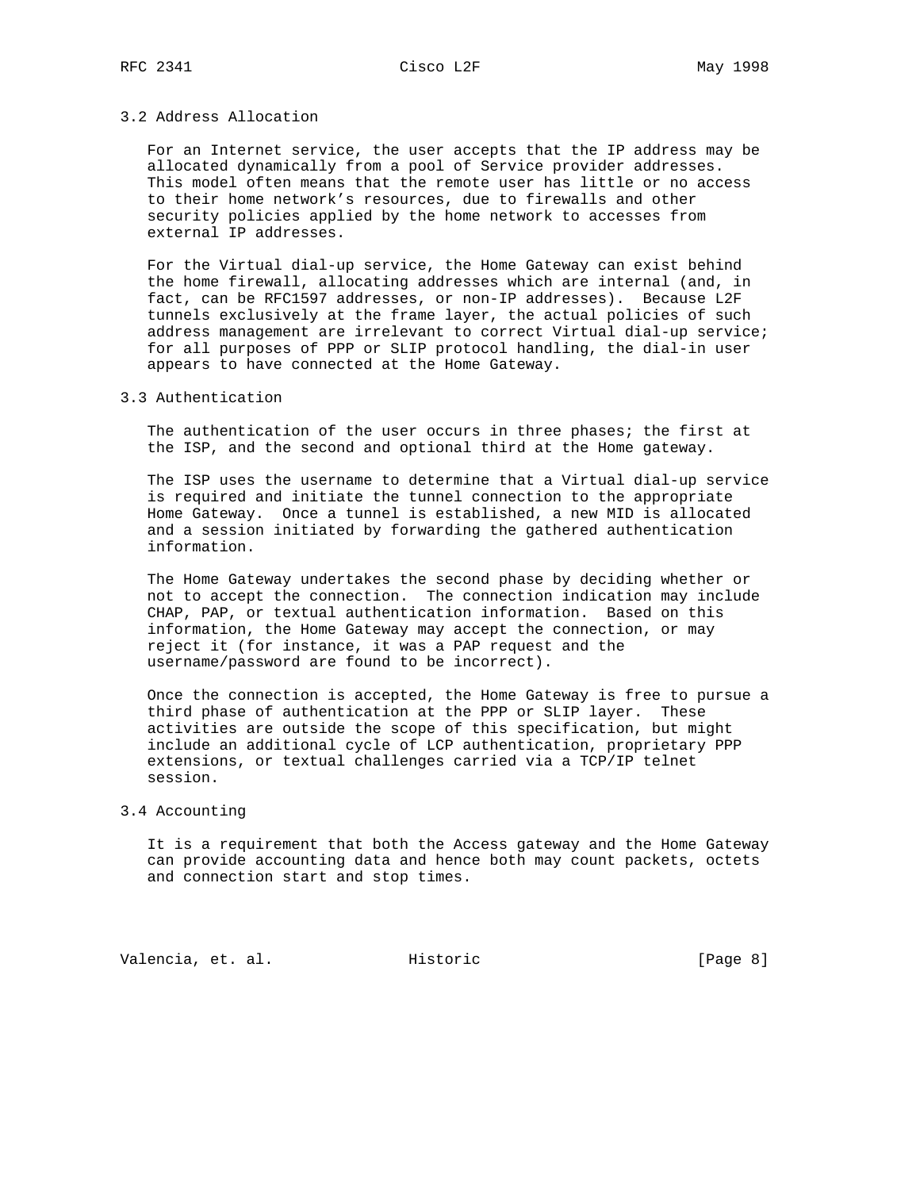### 3.2 Address Allocation

For an Internet service, the user accepts that the IP address may be allocated dynamically from a pool of Service provider addresses. This model often means that the remote user has little or no access to their home network's resources, due to firewalls and other security policies applied by the home network to accesses from external IP addresses.

For the Virtual dial-up service, the Home Gateway can exist behind the home firewall, allocating addresses which are internal (and, in fact, can be RFC1597 addresses, or non-IP addresses). Because L2F tunnels exclusively at the frame layer, the actual policies of such address management are irrelevant to correct Virtual dial-up service; for all purposes of PPP or SLIP protocol handling, the dial-in user appears to have connected at the Home Gateway.

### 3.3 Authentication

The authentication of the user occurs in three phases; the first at the ISP, and the second and optional third at the Home gateway.

The ISP uses the username to determine that a Virtual dial-up service is required and initiate the tunnel connection to the appropriate Home Gateway. Once a tunnel is established, a new MID is allocated and a session initiated by forwarding the gathered authentication information.

The Home Gateway undertakes the second phase by deciding whether or not to accept the connection. The connection indication may include CHAP, PAP, or textual authentication information. Based on this information, the Home Gateway may accept the connection, or may reject it (for instance, it was a PAP request and the username/password are found to be incorrect).

Once the connection is accepted, the Home Gateway is free to pursue a third phase of authentication at the PPP or SLIP layer. These activities are outside the scope of this specification, but might include an additional cycle of LCP authentication, proprietary PPP extensions, or textual challenges carried via a TCP/IP telnet session.

### 3.4 Accounting

It is a requirement that both the Access gateway and the Home Gateway can provide accounting data and hence both may count packets, octets and connection start and stop times.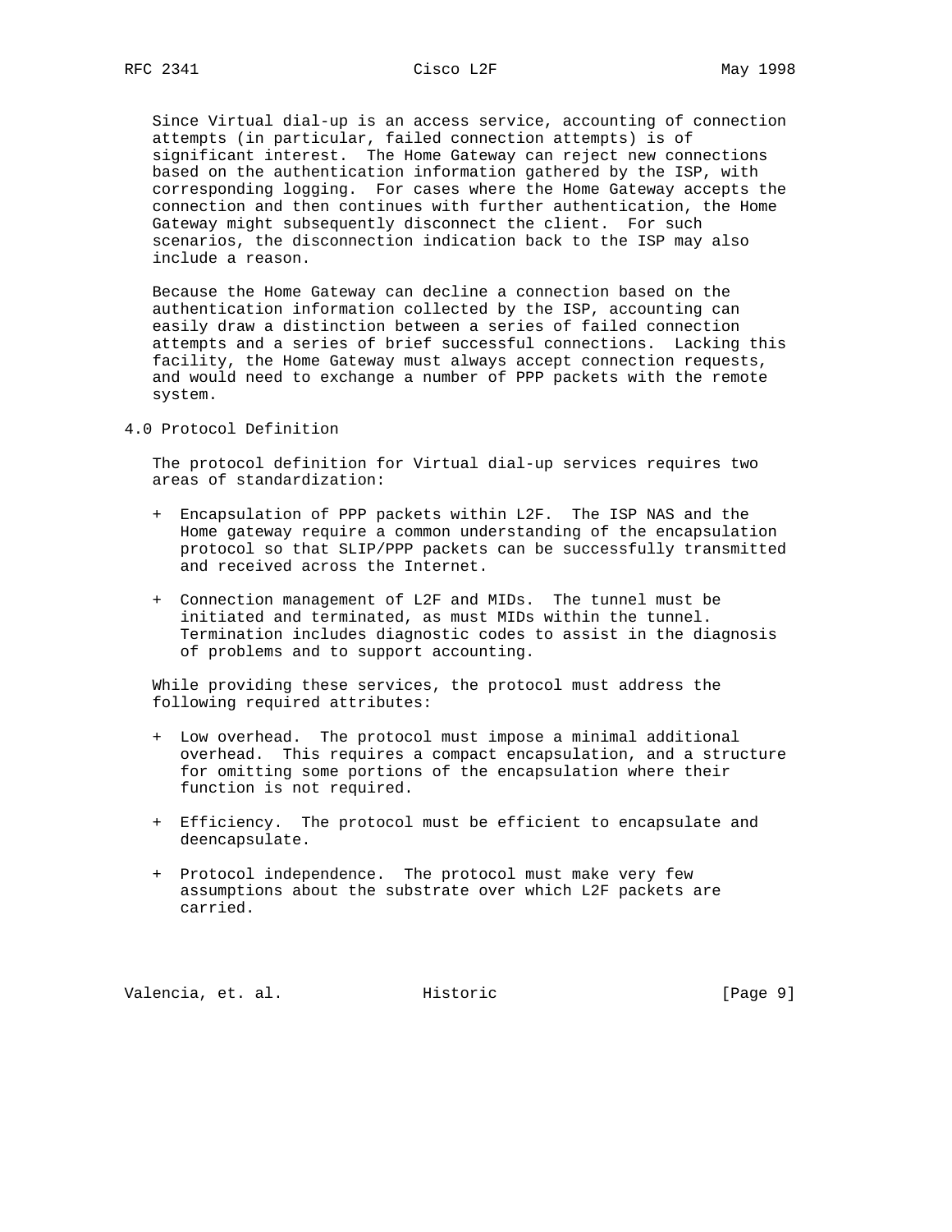Since Virtual dial-up is an access service, accounting of connection attempts (in particular, failed connection attempts) is of significant interest. The Home Gateway can reject new connections based on the authentication information gathered by the ISP, with corresponding logging. For cases where the Home Gateway accepts the connection and then continues with further authentication, the Home Gateway might subsequently disconnect the client. For such scenarios, the disconnection indication back to the ISP may also include a reason.

Because the Home Gateway can decline a connection based on the authentication information collected by the ISP, accounting can easily draw a distinction between a series of failed connection attempts and a series of brief successful connections. Lacking this facility, the Home Gateway must always accept connection requests, and would need to exchange a number of PPP packets with the remote system.

## 4.0 Protocol Definition

The protocol definition for Virtual dial-up services requires two areas of standardization:

+ Encapsulation of PPP packets within L2F. The ISP NAS and the Home gateway require a common understanding of the encapsulation protocol so that SLIP/PPP packets can be successfully transmitted and received across the Internet.

+ Connection management of L2F and MIDs. The tunnel must be initiated and terminated, as must MIDs within the tunnel. Termination includes diagnostic codes to assist in the diagnosis of problems and to support accounting.

While providing these services, the protocol must address the following required attributes:

+ Low overhead. The protocol must impose a minimal additional overhead. This requires a compact encapsulation, and a structure for omitting some portions of the encapsulation where their function is not required.

+ Efficiency. The protocol must be efficient to encapsulate and deencapsulate.

+ Protocol independence. The protocol must make very few assumptions about the substrate over which L2F packets are carried.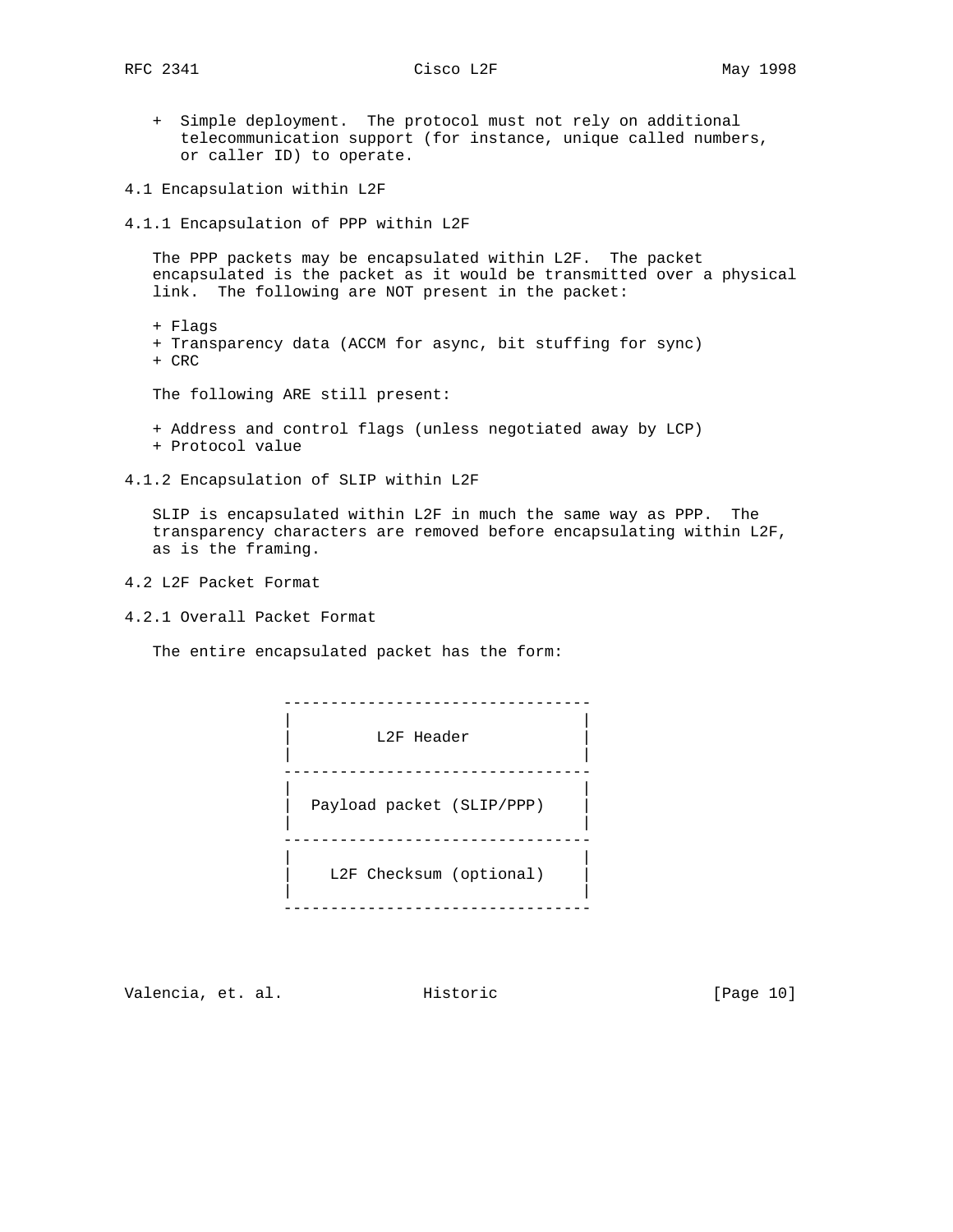+ Simple deployment. The protocol must not rely on additional telecommunication support (for instance, unique called numbers, or caller ID) to operate.

### 4.1 Encapsulation within L2F

#### 4.1.1 Encapsulation of PPP within L2F

The PPP packets may be encapsulated within L2F. The packet encapsulated is the packet as it would be transmitted over a physical link. The following are NOT present in the packet:

+ Flags
+ Transparency data (ACCM for async, bit stuffing for sync)
+ CRC

The following ARE still present:

+ Address and control flags (unless negotiated away by LCP)
+ Protocol value

#### 4.1.2 Encapsulation of SLIP within L2F

SLIP is encapsulated within L2F in much the same way as PPP. The transparency characters are removed before encapsulating within L2F, as is the framing.

### 4.2 L2F Packet Format

#### 4.2.1 Overall Packet Format

The entire encapsulated packet has the form:

```
---------------------------------
|                               |
|          L2F Header           |
|                               |
---------------------------------
|                               |
|   Payload packet (SLIP/PPP)   |
|                               |
---------------------------------
|                               |
|    L2F Checksum (optional)    |
|                               |
---------------------------------
```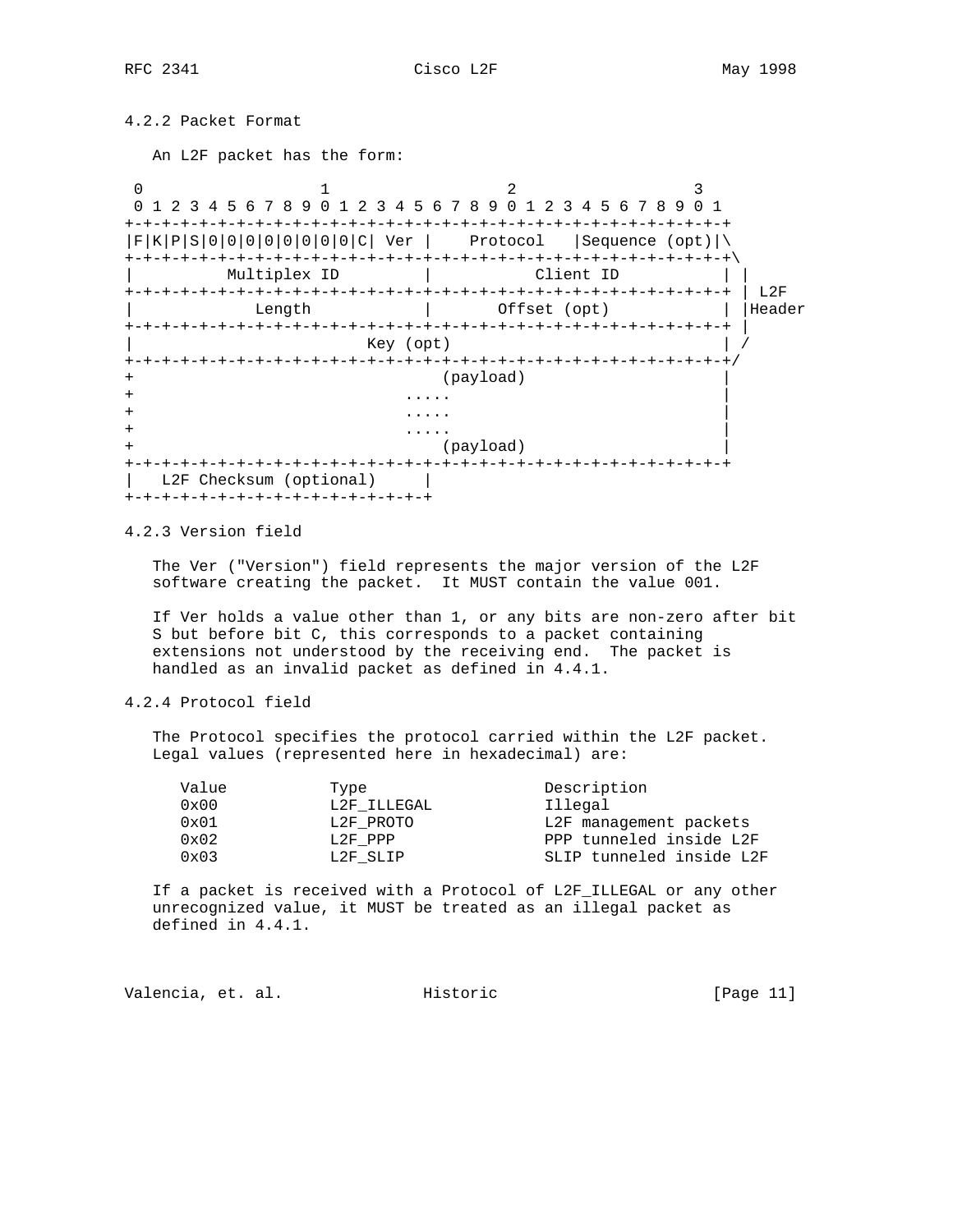### 4.2.2 Packet Format

An L2F packet has the form:

```
 0                   1                   2                   3
 0 1 2 3 4 5 6 7 8 9 0 1 2 3 4 5 6 7 8 9 0 1 2 3 4 5 6 7 8 9 0 1
+-+-+-+-+-+-+-+-+-+-+-+-+-+-+-+-+-+-+-+-+-+-+-+-+-+-+-+-+-+-+-+-+
|F|K|P|S|0|0|0|0|0|0|0|0|C| Ver |    Protocol   |Sequence (opt)|\
+-+-+-+-+-+-+-+-+-+-+-+-+-+-+-+-+-+-+-+-+-+-+-+-+-+-+-+-+-+-+-+-+\
|          Multiplex ID         |           Client ID           | |
+-+-+-+-+-+-+-+-+-+-+-+-+-+-+-+-+-+-+-+-+-+-+-+-+-+-+-+-+-+-+-+-+ | L2F
|             Length            |          Offset (opt)         | |Header
+-+-+-+-+-+-+-+-+-+-+-+-+-+-+-+-+-+-+-+-+-+-+-+-+-+-+-+-+-+-+-+-+ |
|                           Key (opt)                           | /
+-+-+-+-+-+-+-+-+-+-+-+-+-+-+-+-+-+-+-+-+-+-+-+-+-+-+-+-+-+-+-+-+/
+                            (payload)                          |
+                              .....                            |
+                              .....                            |
+                              .....                            |
+                            (payload)                          |
+-+-+-+-+-+-+-+-+-+-+-+-+-+-+-+-+-+-+-+-+-+-+-+-+-+-+-+-+-+-+-+-+
|   L2F Checksum (optional)     |
+-+-+-+-+-+-+-+-+-+-+-+-+-+-+-+-+
```

### 4.2.3 Version field

The Ver ("Version") field represents the major version of the L2F software creating the packet. It MUST contain the value 001.

If Ver holds a value other than 1, or any bits are non-zero after bit S but before bit C, this corresponds to a packet containing extensions not understood by the receiving end. The packet is handled as an invalid packet as defined in 4.4.1.

### 4.2.4 Protocol field

The Protocol specifies the protocol carried within the L2F packet. Legal values (represented here in hexadecimal) are:

| Value | Type | Description |
|---|---|---|
| 0x00 | L2F_ILLEGAL | Illegal |
| 0x01 | L2F_PROTO | L2F management packets |
| 0x02 | L2F_PPP | PPP tunneled inside L2F |
| 0x03 | L2F_SLIP | SLIP tunneled inside L2F |

If a packet is received with a Protocol of L2F_ILLEGAL or any other unrecognized value, it MUST be treated as an illegal packet as defined in 4.4.1.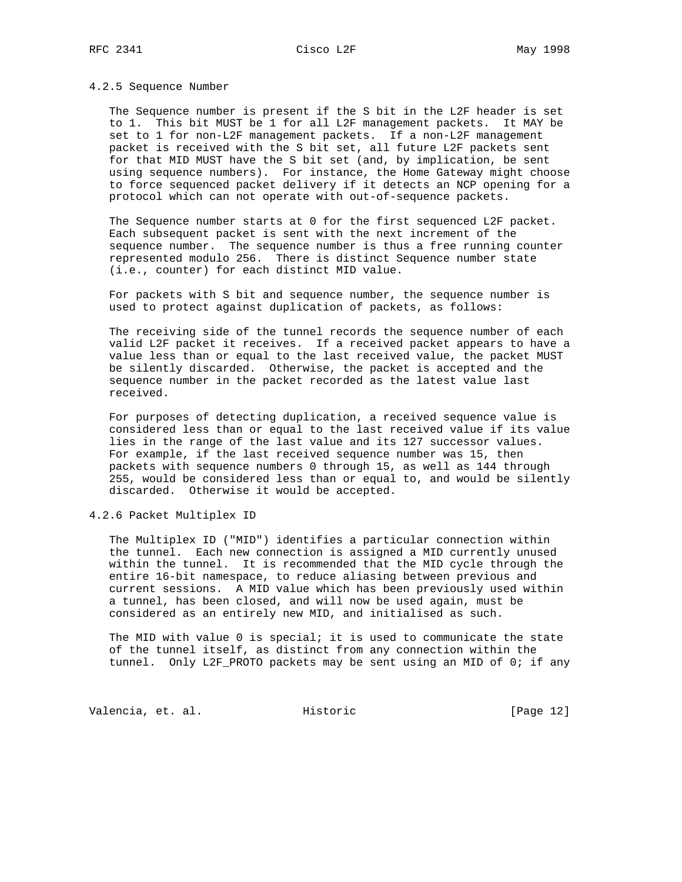#### 4.2.5 Sequence Number

The Sequence number is present if the S bit in the L2F header is set to 1. This bit MUST be 1 for all L2F management packets. It MAY be set to 1 for non-L2F management packets. If a non-L2F management packet is received with the S bit set, all future L2F packets sent for that MID MUST have the S bit set (and, by implication, be sent using sequence numbers). For instance, the Home Gateway might choose to force sequenced packet delivery if it detects an NCP opening for a protocol which can not operate with out-of-sequence packets.

The Sequence number starts at 0 for the first sequenced L2F packet. Each subsequent packet is sent with the next increment of the sequence number. The sequence number is thus a free running counter represented modulo 256. There is distinct Sequence number state (i.e., counter) for each distinct MID value.

For packets with S bit and sequence number, the sequence number is used to protect against duplication of packets, as follows:

The receiving side of the tunnel records the sequence number of each valid L2F packet it receives. If a received packet appears to have a value less than or equal to the last received value, the packet MUST be silently discarded. Otherwise, the packet is accepted and the sequence number in the packet recorded as the latest value last received.

For purposes of detecting duplication, a received sequence value is considered less than or equal to the last received value if its value lies in the range of the last value and its 127 successor values. For example, if the last received sequence number was 15, then packets with sequence numbers 0 through 15, as well as 144 through 255, would be considered less than or equal to, and would be silently discarded. Otherwise it would be accepted.

#### 4.2.6 Packet Multiplex ID

The Multiplex ID ("MID") identifies a particular connection within the tunnel. Each new connection is assigned a MID currently unused within the tunnel. It is recommended that the MID cycle through the entire 16-bit namespace, to reduce aliasing between previous and current sessions. A MID value which has been previously used within a tunnel, has been closed, and will now be used again, must be considered as an entirely new MID, and initialised as such.

The MID with value 0 is special; it is used to communicate the state of the tunnel itself, as distinct from any connection within the tunnel. Only L2F_PROTO packets may be sent using an MID of 0; if any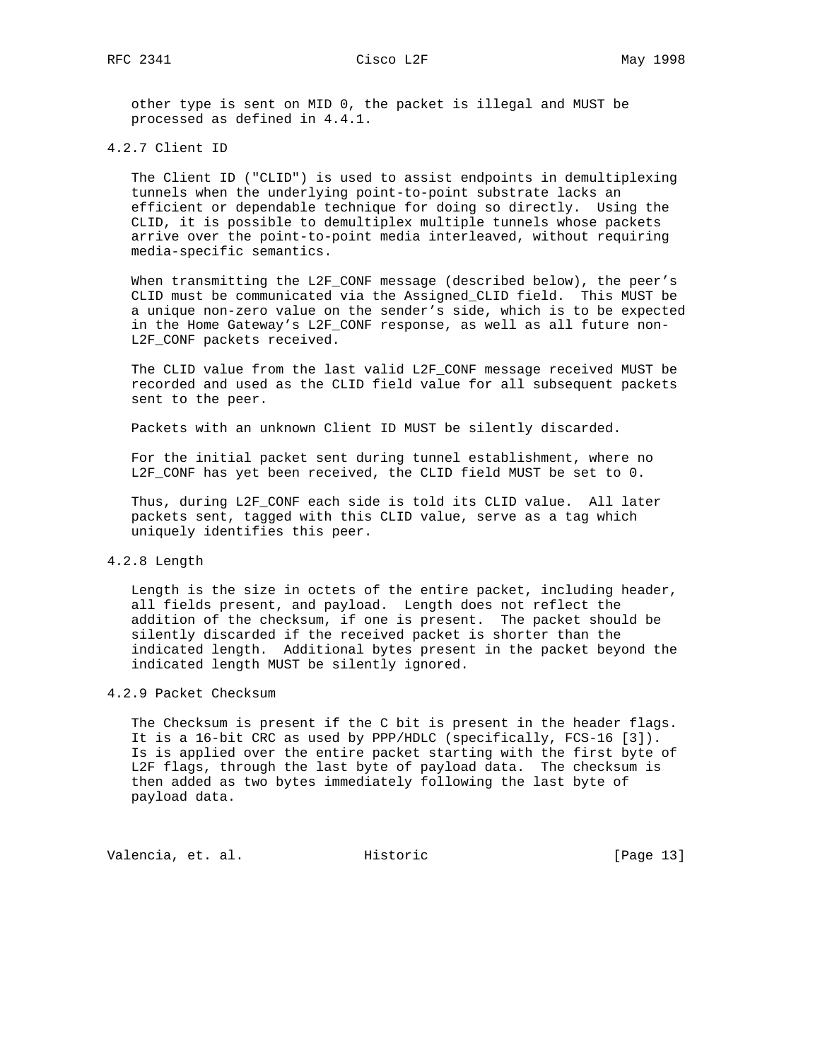other type is sent on MID 0, the packet is illegal and MUST be processed as defined in 4.4.1.

### 4.2.7 Client ID

The Client ID ("CLID") is used to assist endpoints in demultiplexing tunnels when the underlying point-to-point substrate lacks an efficient or dependable technique for doing so directly. Using the CLID, it is possible to demultiplex multiple tunnels whose packets arrive over the point-to-point media interleaved, without requiring media-specific semantics.

When transmitting the L2F_CONF message (described below), the peer's CLID must be communicated via the Assigned_CLID field. This MUST be a unique non-zero value on the sender's side, which is to be expected in the Home Gateway's L2F_CONF response, as well as all future non-L2F_CONF packets received.

The CLID value from the last valid L2F_CONF message received MUST be recorded and used as the CLID field value for all subsequent packets sent to the peer.

Packets with an unknown Client ID MUST be silently discarded.

For the initial packet sent during tunnel establishment, where no L2F_CONF has yet been received, the CLID field MUST be set to 0.

Thus, during L2F_CONF each side is told its CLID value. All later packets sent, tagged with this CLID value, serve as a tag which uniquely identifies this peer.

### 4.2.8 Length

Length is the size in octets of the entire packet, including header, all fields present, and payload. Length does not reflect the addition of the checksum, if one is present. The packet should be silently discarded if the received packet is shorter than the indicated length. Additional bytes present in the packet beyond the indicated length MUST be silently ignored.

### 4.2.9 Packet Checksum

The Checksum is present if the C bit is present in the header flags. It is a 16-bit CRC as used by PPP/HDLC (specifically, FCS-16 [3]). Is is applied over the entire packet starting with the first byte of L2F flags, through the last byte of payload data. The checksum is then added as two bytes immediately following the last byte of payload data.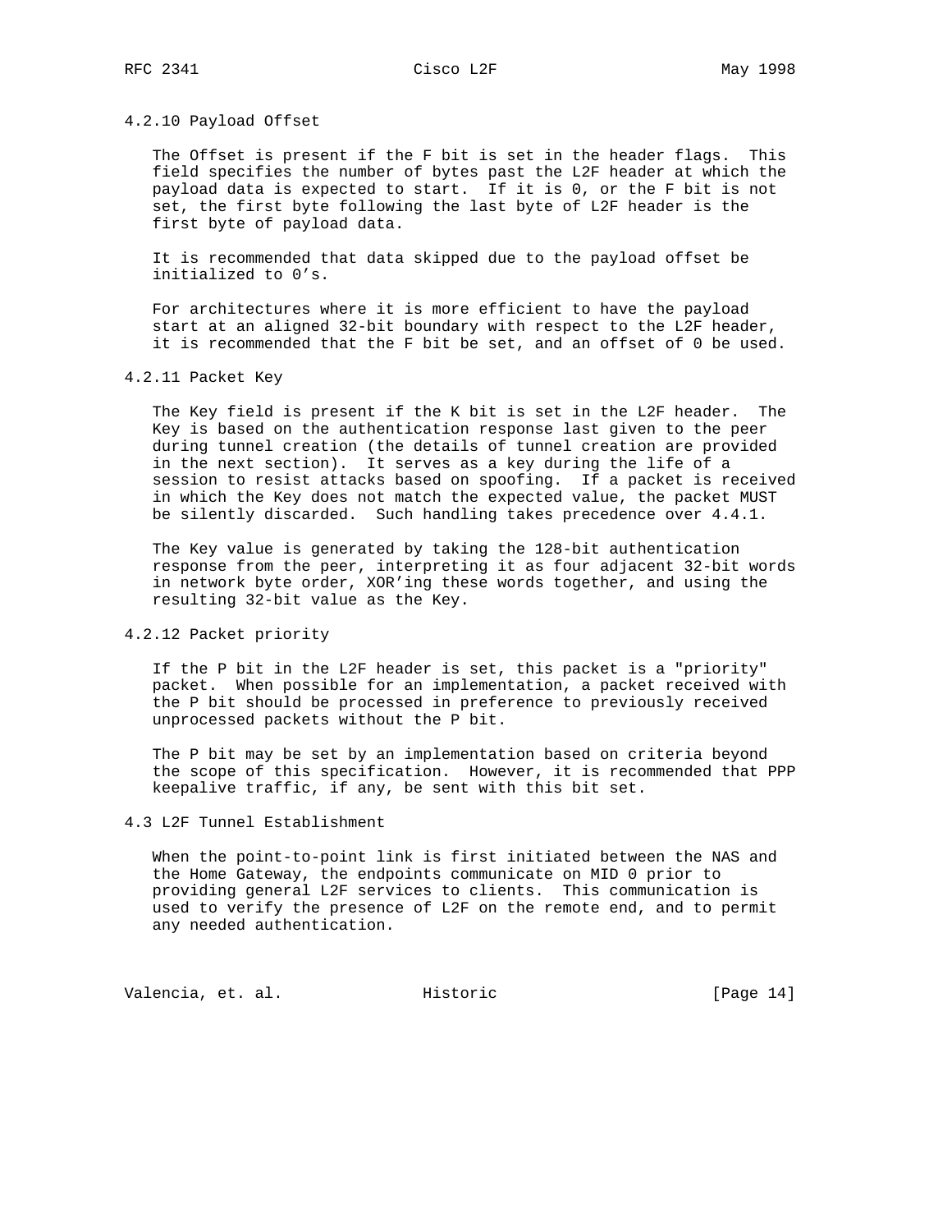#### 4.2.10 Payload Offset

The Offset is present if the F bit is set in the header flags. This field specifies the number of bytes past the L2F header at which the payload data is expected to start. If it is 0, or the F bit is not set, the first byte following the last byte of L2F header is the first byte of payload data.

It is recommended that data skipped due to the payload offset be initialized to 0's.

For architectures where it is more efficient to have the payload start at an aligned 32-bit boundary with respect to the L2F header, it is recommended that the F bit be set, and an offset of 0 be used.

#### 4.2.11 Packet Key

The Key field is present if the K bit is set in the L2F header. The Key is based on the authentication response last given to the peer during tunnel creation (the details of tunnel creation are provided in the next section). It serves as a key during the life of a session to resist attacks based on spoofing. If a packet is received in which the Key does not match the expected value, the packet MUST be silently discarded. Such handling takes precedence over 4.4.1.

The Key value is generated by taking the 128-bit authentication response from the peer, interpreting it as four adjacent 32-bit words in network byte order, XOR'ing these words together, and using the resulting 32-bit value as the Key.

#### 4.2.12 Packet priority

If the P bit in the L2F header is set, this packet is a "priority" packet. When possible for an implementation, a packet received with the P bit should be processed in preference to previously received unprocessed packets without the P bit.

The P bit may be set by an implementation based on criteria beyond the scope of this specification. However, it is recommended that PPP keepalive traffic, if any, be sent with this bit set.

### 4.3 L2F Tunnel Establishment

When the point-to-point link is first initiated between the NAS and the Home Gateway, the endpoints communicate on MID 0 prior to providing general L2F services to clients. This communication is used to verify the presence of L2F on the remote end, and to permit any needed authentication.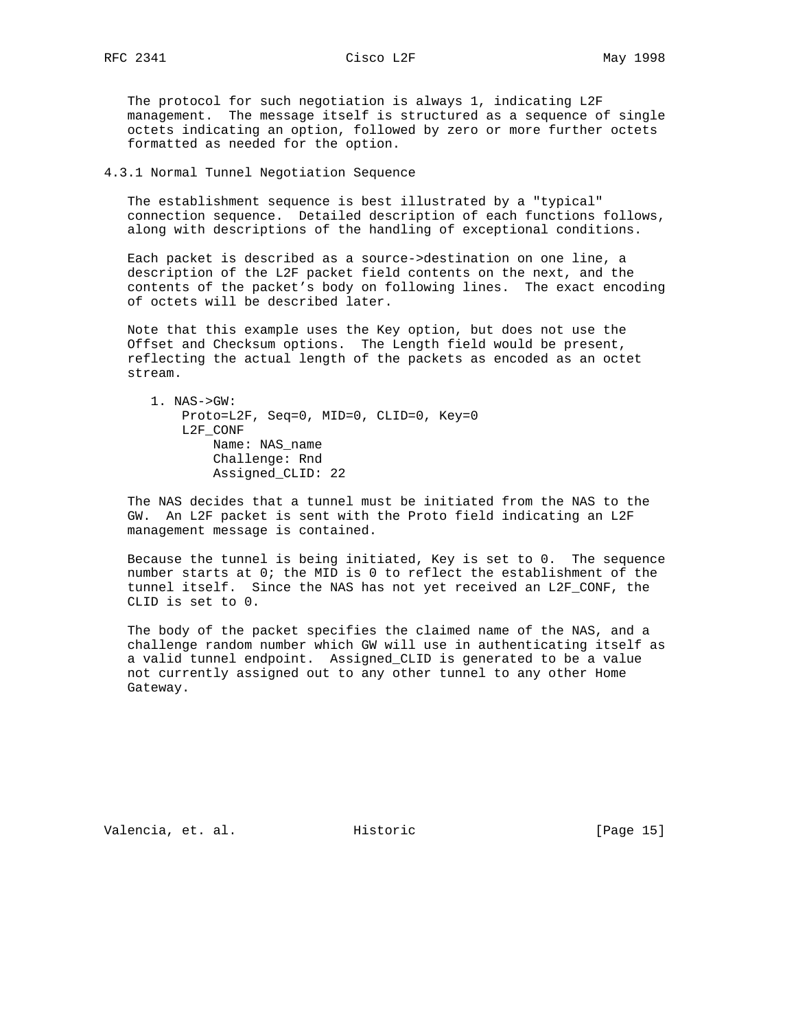The protocol for such negotiation is always 1, indicating L2F management. The message itself is structured as a sequence of single octets indicating an option, followed by zero or more further octets formatted as needed for the option.

### 4.3.1 Normal Tunnel Negotiation Sequence

The establishment sequence is best illustrated by a "typical" connection sequence. Detailed description of each functions follows, along with descriptions of the handling of exceptional conditions.

Each packet is described as a source->destination on one line, a description of the L2F packet field contents on the next, and the contents of the packet's body on following lines. The exact encoding of octets will be described later.

Note that this example uses the Key option, but does not use the Offset and Checksum options. The Length field would be present, reflecting the actual length of the packets as encoded as an octet stream.

```
1. NAS->GW:
     Proto=L2F, Seq=0, MID=0, CLID=0, Key=0
     L2F_CONF
         Name: NAS_name
         Challenge: Rnd
         Assigned_CLID: 22
```

The NAS decides that a tunnel must be initiated from the NAS to the GW. An L2F packet is sent with the Proto field indicating an L2F management message is contained.

Because the tunnel is being initiated, Key is set to 0. The sequence number starts at 0; the MID is 0 to reflect the establishment of the tunnel itself. Since the NAS has not yet received an L2F_CONF, the CLID is set to 0.

The body of the packet specifies the claimed name of the NAS, and a challenge random number which GW will use in authenticating itself as a valid tunnel endpoint. Assigned_CLID is generated to be a value not currently assigned out to any other tunnel to any other Home Gateway.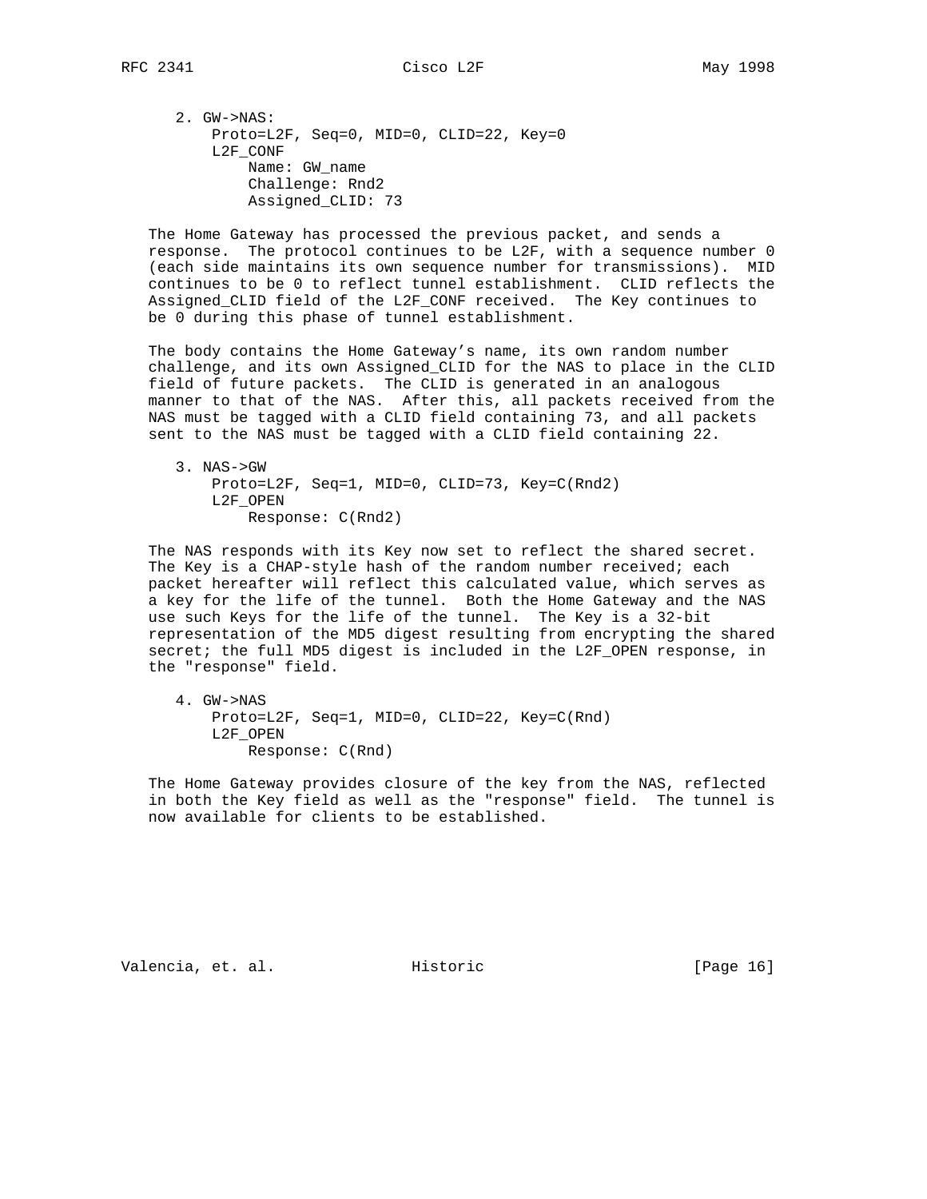```
2. GW->NAS:
    Proto=L2F, Seq=0, MID=0, CLID=22, Key=0
    L2F_CONF
        Name: GW_name
        Challenge: Rnd2
        Assigned_CLID: 73
```

The Home Gateway has processed the previous packet, and sends a response. The protocol continues to be L2F, with a sequence number 0 (each side maintains its own sequence number for transmissions). MID continues to be 0 to reflect tunnel establishment. CLID reflects the Assigned_CLID field of the L2F_CONF received. The Key continues to be 0 during this phase of tunnel establishment.

The body contains the Home Gateway's name, its own random number challenge, and its own Assigned_CLID for the NAS to place in the CLID field of future packets. The CLID is generated in an analogous manner to that of the NAS. After this, all packets received from the NAS must be tagged with a CLID field containing 73, and all packets sent to the NAS must be tagged with a CLID field containing 22.

```
3. NAS->GW
    Proto=L2F, Seq=1, MID=0, CLID=73, Key=C(Rnd2)
    L2F_OPEN
        Response: C(Rnd2)
```

The NAS responds with its Key now set to reflect the shared secret. The Key is a CHAP-style hash of the random number received; each packet hereafter will reflect this calculated value, which serves as a key for the life of the tunnel. Both the Home Gateway and the NAS use such Keys for the life of the tunnel. The Key is a 32-bit representation of the MD5 digest resulting from encrypting the shared secret; the full MD5 digest is included in the L2F_OPEN response, in the "response" field.

```
4. GW->NAS
    Proto=L2F, Seq=1, MID=0, CLID=22, Key=C(Rnd)
    L2F_OPEN
        Response: C(Rnd)
```

The Home Gateway provides closure of the key from the NAS, reflected in both the Key field as well as the "response" field. The tunnel is now available for clients to be established.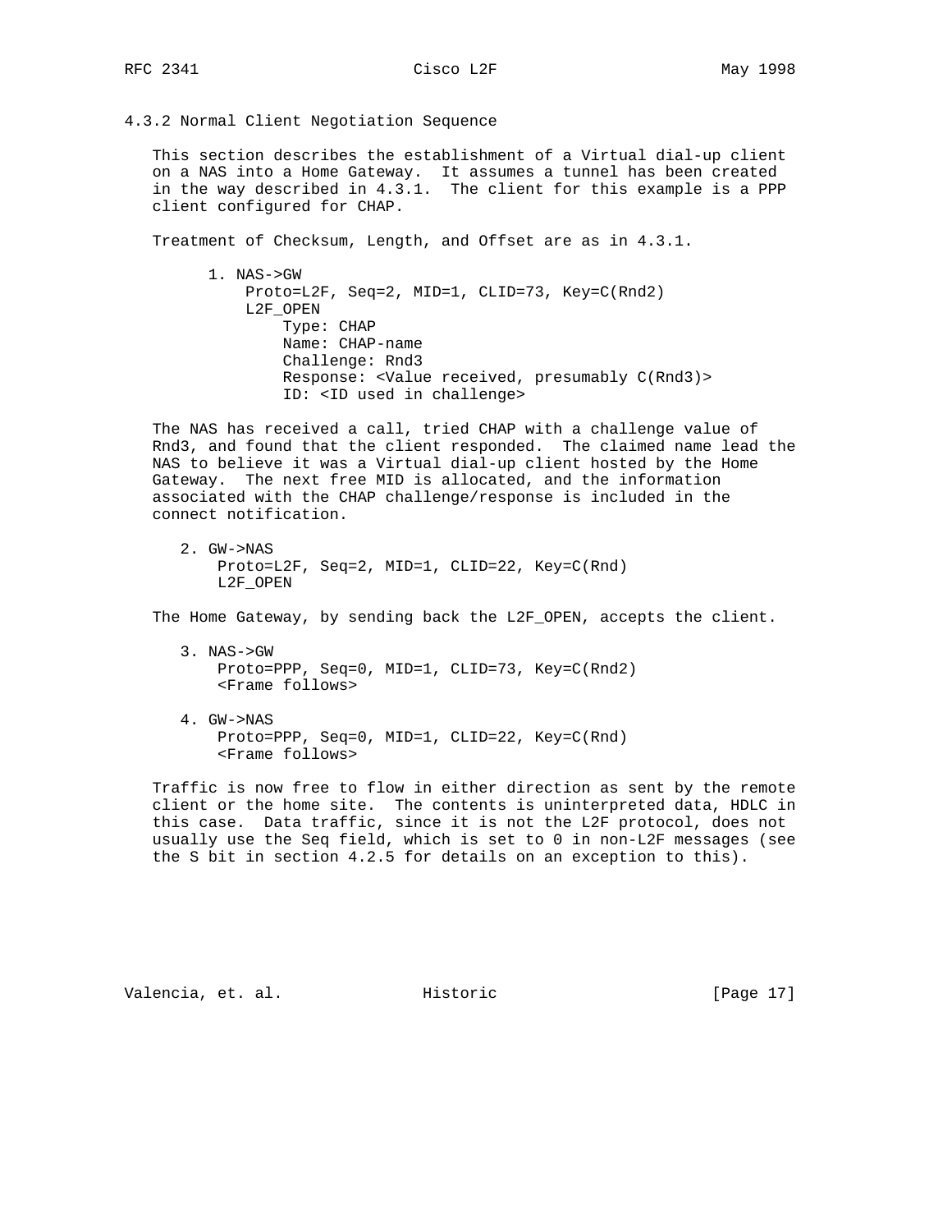### 4.3.2 Normal Client Negotiation Sequence

This section describes the establishment of a Virtual dial-up client on a NAS into a Home Gateway. It assumes a tunnel has been created in the way described in 4.3.1. The client for this example is a PPP client configured for CHAP.

Treatment of Checksum, Length, and Offset are as in 4.3.1.

```
      1. NAS->GW
          Proto=L2F, Seq=2, MID=1, CLID=73, Key=C(Rnd2)
          L2F_OPEN
              Type: CHAP
              Name: CHAP-name
              Challenge: Rnd3
              Response: <Value received, presumably C(Rnd3)>
              ID: <ID used in challenge>
```

The NAS has received a call, tried CHAP with a challenge value of Rnd3, and found that the client responded. The claimed name lead the NAS to believe it was a Virtual dial-up client hosted by the Home Gateway. The next free MID is allocated, and the information associated with the CHAP challenge/response is included in the connect notification.

```
   2. GW->NAS
       Proto=L2F, Seq=2, MID=1, CLID=22, Key=C(Rnd)
       L2F_OPEN
```

The Home Gateway, by sending back the L2F_OPEN, accepts the client.

```
   3. NAS->GW
       Proto=PPP, Seq=0, MID=1, CLID=73, Key=C(Rnd2)
       <Frame follows>

   4. GW->NAS
       Proto=PPP, Seq=0, MID=1, CLID=22, Key=C(Rnd)
       <Frame follows>
```

Traffic is now free to flow in either direction as sent by the remote client or the home site. The contents is uninterpreted data, HDLC in this case. Data traffic, since it is not the L2F protocol, does not usually use the Seq field, which is set to 0 in non-L2F messages (see the S bit in section 4.2.5 for details on an exception to this).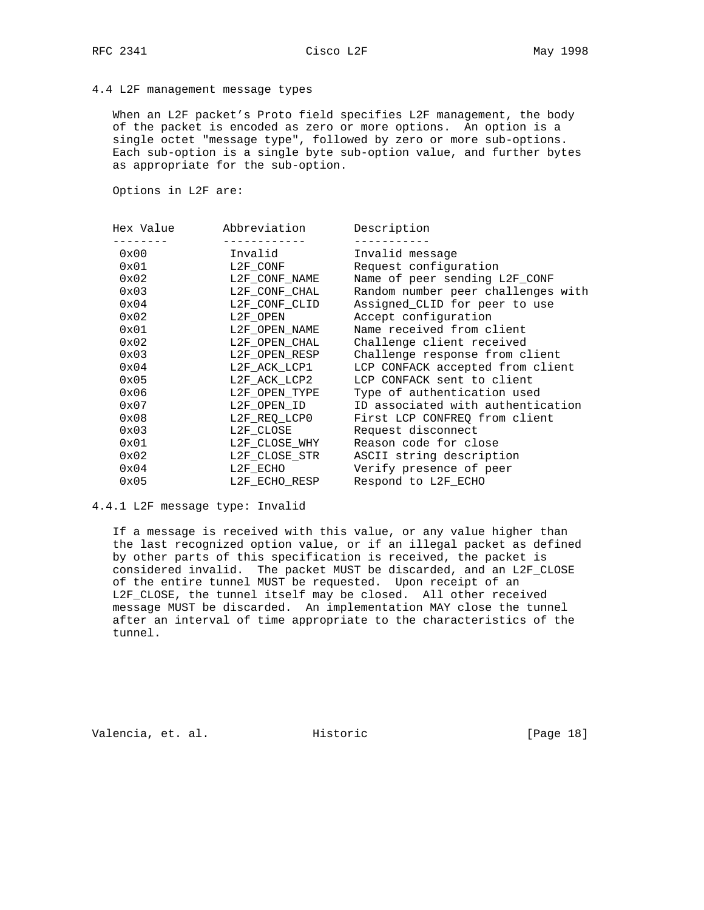### 4.4 L2F management message types

When an L2F packet's Proto field specifies L2F management, the body of the packet is encoded as zero or more options. An option is a single octet "message type", followed by zero or more sub-options. Each sub-option is a single byte sub-option value, and further bytes as appropriate for the sub-option.

Options in L2F are:

| Hex Value | Abbreviation | Description |
|---|---|---|
| 0x00 | Invalid | Invalid message |
| 0x01 | L2F_CONF | Request configuration |
| 0x02 | L2F_CONF_NAME | Name of peer sending L2F_CONF |
| 0x03 | L2F_CONF_CHAL | Random number peer challenges with |
| 0x04 | L2F_CONF_CLID | Assigned_CLID for peer to use |
| 0x02 | L2F_OPEN | Accept configuration |
| 0x01 | L2F_OPEN_NAME | Name received from client |
| 0x02 | L2F_OPEN_CHAL | Challenge client received |
| 0x03 | L2F_OPEN_RESP | Challenge response from client |
| 0x04 | L2F_ACK_LCP1 | LCP CONFACK accepted from client |
| 0x05 | L2F_ACK_LCP2 | LCP CONFACK sent to client |
| 0x06 | L2F_OPEN_TYPE | Type of authentication used |
| 0x07 | L2F_OPEN_ID | ID associated with authentication |
| 0x08 | L2F_REQ_LCP0 | First LCP CONFREQ from client |
| 0x03 | L2F_CLOSE | Request disconnect |
| 0x01 | L2F_CLOSE_WHY | Reason code for close |
| 0x02 | L2F_CLOSE_STR | ASCII string description |
| 0x04 | L2F_ECHO | Verify presence of peer |
| 0x05 | L2F_ECHO_RESP | Respond to L2F_ECHO |

#### 4.4.1 L2F message type: Invalid

If a message is received with this value, or any value higher than the last recognized option value, or if an illegal packet as defined by other parts of this specification is received, the packet is considered invalid. The packet MUST be discarded, and an L2F_CLOSE of the entire tunnel MUST be requested. Upon receipt of an L2F_CLOSE, the tunnel itself may be closed. All other received message MUST be discarded. An implementation MAY close the tunnel after an interval of time appropriate to the characteristics of the tunnel.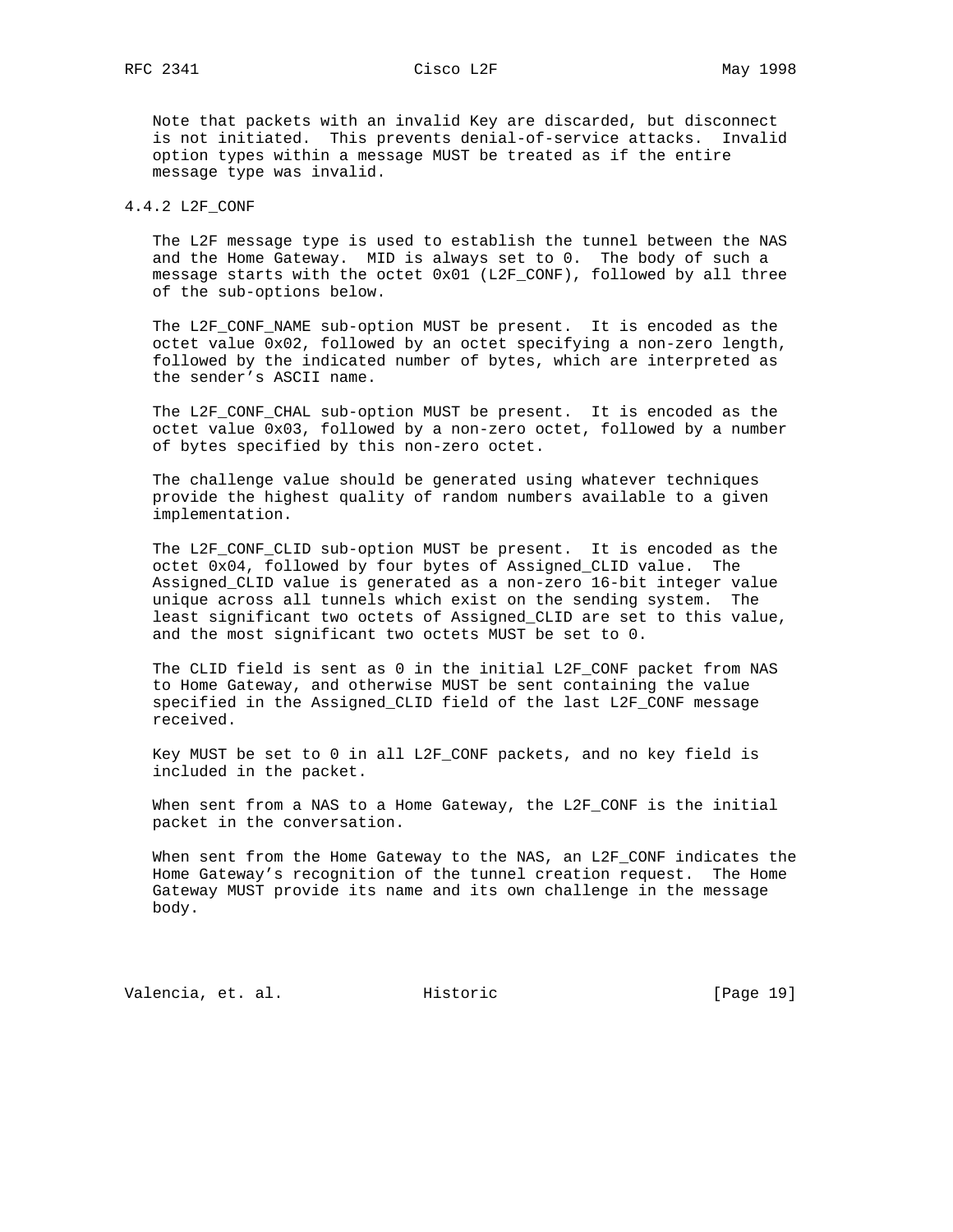Note that packets with an invalid Key are discarded, but disconnect is not initiated. This prevents denial-of-service attacks. Invalid option types within a message MUST be treated as if the entire message type was invalid.

### 4.4.2 L2F_CONF

The L2F message type is used to establish the tunnel between the NAS and the Home Gateway. MID is always set to 0. The body of such a message starts with the octet 0x01 (L2F_CONF), followed by all three of the sub-options below.

The L2F_CONF_NAME sub-option MUST be present. It is encoded as the octet value 0x02, followed by an octet specifying a non-zero length, followed by the indicated number of bytes, which are interpreted as the sender's ASCII name.

The L2F_CONF_CHAL sub-option MUST be present. It is encoded as the octet value 0x03, followed by a non-zero octet, followed by a number of bytes specified by this non-zero octet.

The challenge value should be generated using whatever techniques provide the highest quality of random numbers available to a given implementation.

The L2F_CONF_CLID sub-option MUST be present. It is encoded as the octet 0x04, followed by four bytes of Assigned_CLID value. The Assigned_CLID value is generated as a non-zero 16-bit integer value unique across all tunnels which exist on the sending system. The least significant two octets of Assigned_CLID are set to this value, and the most significant two octets MUST be set to 0.

The CLID field is sent as 0 in the initial L2F_CONF packet from NAS to Home Gateway, and otherwise MUST be sent containing the value specified in the Assigned_CLID field of the last L2F_CONF message received.

Key MUST be set to 0 in all L2F_CONF packets, and no key field is included in the packet.

When sent from a NAS to a Home Gateway, the L2F_CONF is the initial packet in the conversation.

When sent from the Home Gateway to the NAS, an L2F_CONF indicates the Home Gateway's recognition of the tunnel creation request. The Home Gateway MUST provide its name and its own challenge in the message body.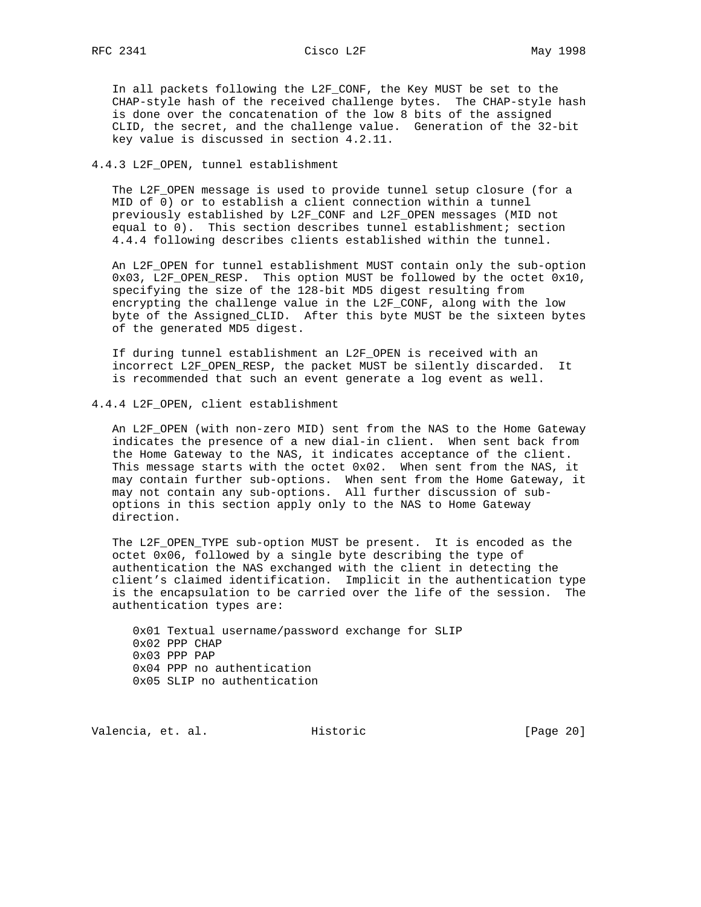In all packets following the L2F_CONF, the Key MUST be set to the CHAP-style hash of the received challenge bytes. The CHAP-style hash is done over the concatenation of the low 8 bits of the assigned CLID, the secret, and the challenge value. Generation of the 32-bit key value is discussed in section 4.2.11.

### 4.4.3 L2F_OPEN, tunnel establishment

The L2F_OPEN message is used to provide tunnel setup closure (for a MID of 0) or to establish a client connection within a tunnel previously established by L2F_CONF and L2F_OPEN messages (MID not equal to 0). This section describes tunnel establishment; section 4.4.4 following describes clients established within the tunnel.

An L2F_OPEN for tunnel establishment MUST contain only the sub-option 0x03, L2F_OPEN_RESP. This option MUST be followed by the octet 0x10, specifying the size of the 128-bit MD5 digest resulting from encrypting the challenge value in the L2F_CONF, along with the low byte of the Assigned_CLID. After this byte MUST be the sixteen bytes of the generated MD5 digest.

If during tunnel establishment an L2F_OPEN is received with an incorrect L2F_OPEN_RESP, the packet MUST be silently discarded. It is recommended that such an event generate a log event as well.

### 4.4.4 L2F_OPEN, client establishment

An L2F_OPEN (with non-zero MID) sent from the NAS to the Home Gateway indicates the presence of a new dial-in client. When sent back from the Home Gateway to the NAS, it indicates acceptance of the client. This message starts with the octet 0x02. When sent from the NAS, it may contain further sub-options. When sent from the Home Gateway, it may not contain any sub-options. All further discussion of sub-options in this section apply only to the NAS to Home Gateway direction.

The L2F_OPEN_TYPE sub-option MUST be present. It is encoded as the octet 0x06, followed by a single byte describing the type of authentication the NAS exchanged with the client in detecting the client’s claimed identification. Implicit in the authentication type is the encapsulation to be carried over the life of the session. The authentication types are:

```
0x01 Textual username/password exchange for SLIP
0x02 PPP CHAP
0x03 PPP PAP
0x04 PPP no authentication
0x05 SLIP no authentication
```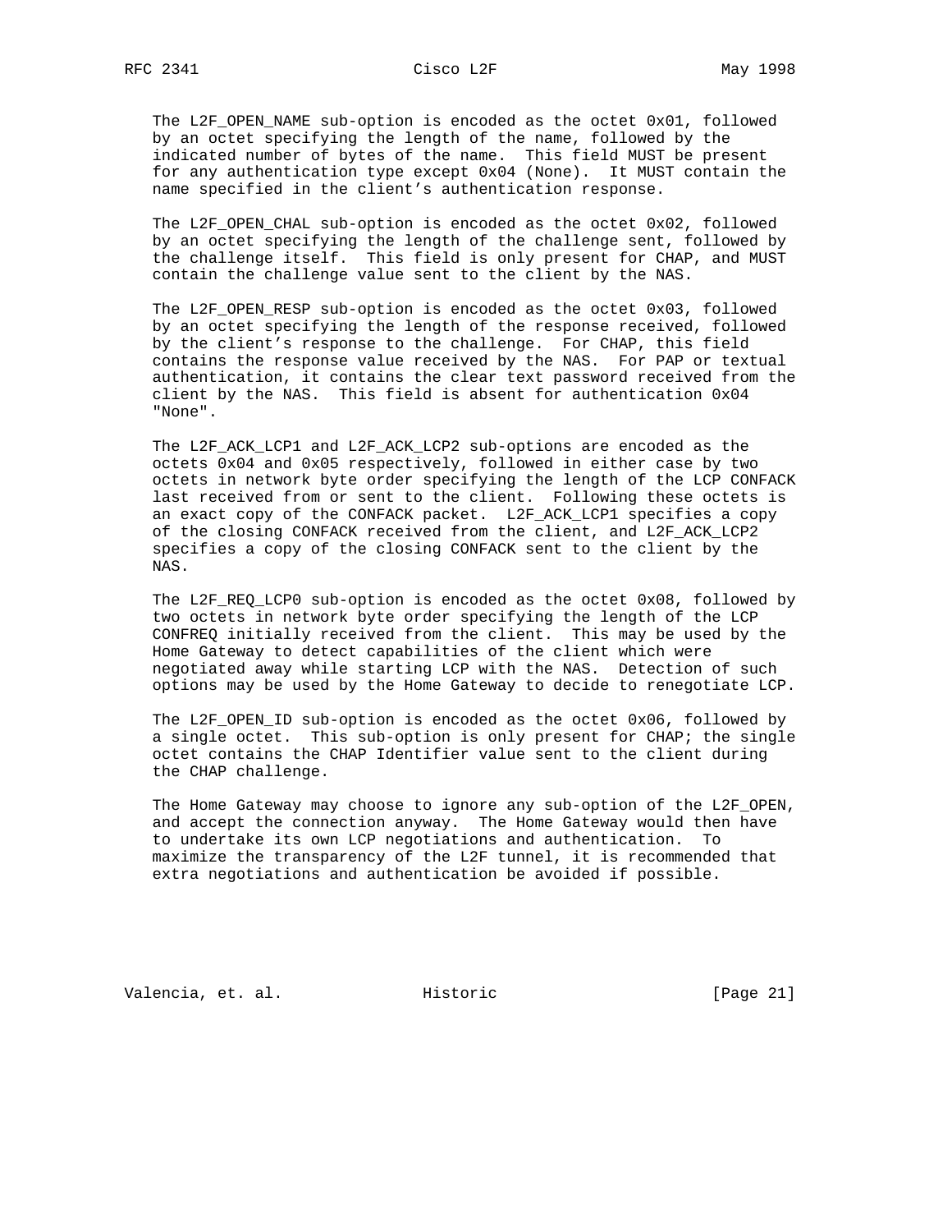The L2F_OPEN_NAME sub-option is encoded as the octet 0x01, followed by an octet specifying the length of the name, followed by the indicated number of bytes of the name. This field MUST be present for any authentication type except 0x04 (None). It MUST contain the name specified in the client's authentication response.

The L2F_OPEN_CHAL sub-option is encoded as the octet 0x02, followed by an octet specifying the length of the challenge sent, followed by the challenge itself. This field is only present for CHAP, and MUST contain the challenge value sent to the client by the NAS.

The L2F_OPEN_RESP sub-option is encoded as the octet 0x03, followed by an octet specifying the length of the response received, followed by the client's response to the challenge. For CHAP, this field contains the response value received by the NAS. For PAP or textual authentication, it contains the clear text password received from the client by the NAS. This field is absent for authentication 0x04 "None".

The L2F_ACK_LCP1 and L2F_ACK_LCP2 sub-options are encoded as the octets 0x04 and 0x05 respectively, followed in either case by two octets in network byte order specifying the length of the LCP CONFACK last received from or sent to the client. Following these octets is an exact copy of the CONFACK packet. L2F_ACK_LCP1 specifies a copy of the closing CONFACK received from the client, and L2F_ACK_LCP2 specifies a copy of the closing CONFACK sent to the client by the NAS.

The L2F_REQ_LCP0 sub-option is encoded as the octet 0x08, followed by two octets in network byte order specifying the length of the LCP CONFREQ initially received from the client. This may be used by the Home Gateway to detect capabilities of the client which were negotiated away while starting LCP with the NAS. Detection of such options may be used by the Home Gateway to decide to renegotiate LCP.

The L2F_OPEN_ID sub-option is encoded as the octet 0x06, followed by a single octet. This sub-option is only present for CHAP; the single octet contains the CHAP Identifier value sent to the client during the CHAP challenge.

The Home Gateway may choose to ignore any sub-option of the L2F_OPEN, and accept the connection anyway. The Home Gateway would then have to undertake its own LCP negotiations and authentication. To maximize the transparency of the L2F tunnel, it is recommended that extra negotiations and authentication be avoided if possible.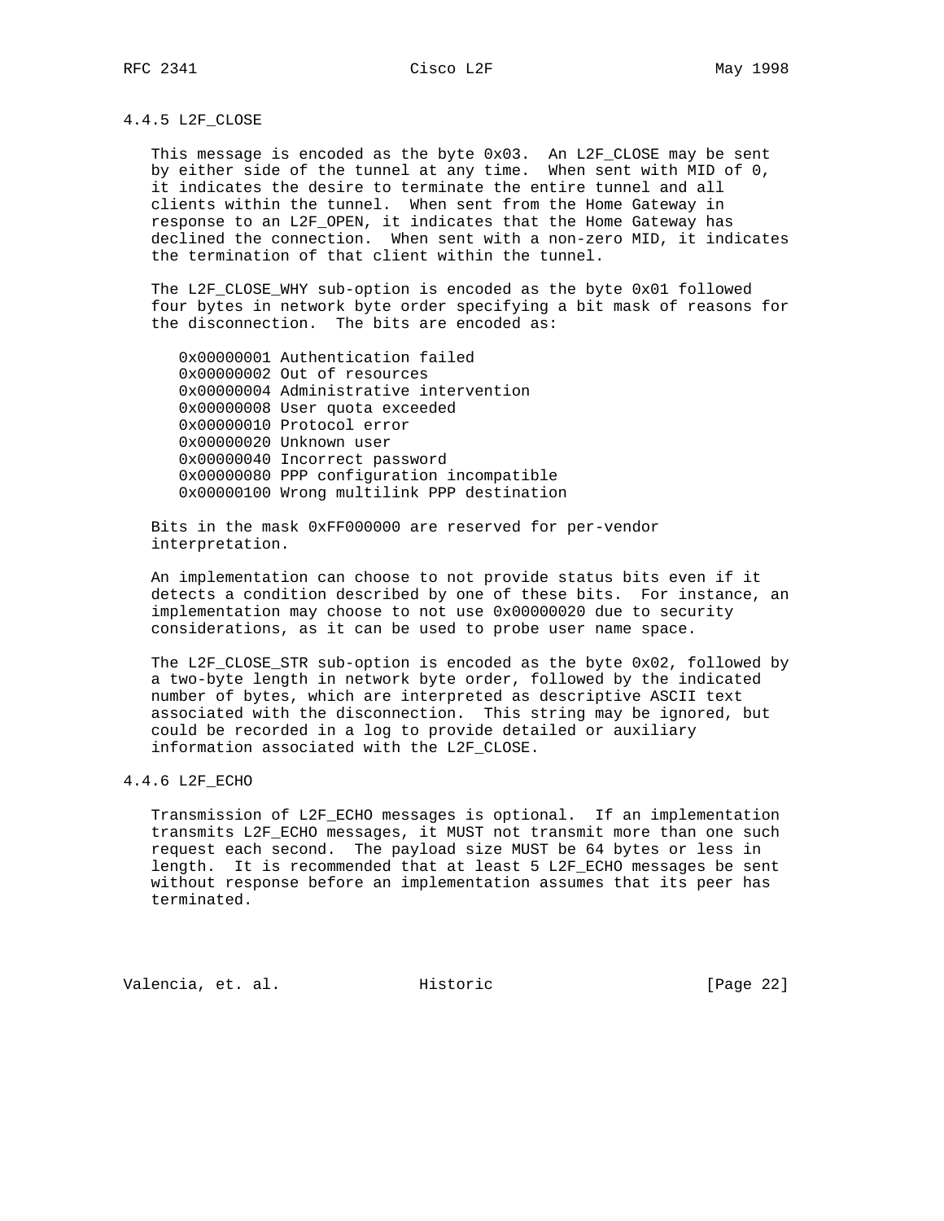#### 4.4.5 L2F_CLOSE

This message is encoded as the byte 0x03. An L2F_CLOSE may be sent by either side of the tunnel at any time. When sent with MID of 0, it indicates the desire to terminate the entire tunnel and all clients within the tunnel. When sent from the Home Gateway in response to an L2F_OPEN, it indicates that the Home Gateway has declined the connection. When sent with a non-zero MID, it indicates the termination of that client within the tunnel.

The L2F_CLOSE_WHY sub-option is encoded as the byte 0x01 followed four bytes in network byte order specifying a bit mask of reasons for the disconnection. The bits are encoded as:

```
0x00000001 Authentication failed
0x00000002 Out of resources
0x00000004 Administrative intervention
0x00000008 User quota exceeded
0x00000010 Protocol error
0x00000020 Unknown user
0x00000040 Incorrect password
0x00000080 PPP configuration incompatible
0x00000100 Wrong multilink PPP destination
```

Bits in the mask 0xFF000000 are reserved for per-vendor interpretation.

An implementation can choose to not provide status bits even if it detects a condition described by one of these bits. For instance, an implementation may choose to not use 0x00000020 due to security considerations, as it can be used to probe user name space.

The L2F_CLOSE_STR sub-option is encoded as the byte 0x02, followed by a two-byte length in network byte order, followed by the indicated number of bytes, which are interpreted as descriptive ASCII text associated with the disconnection. This string may be ignored, but could be recorded in a log to provide detailed or auxiliary information associated with the L2F_CLOSE.

#### 4.4.6 L2F_ECHO

Transmission of L2F_ECHO messages is optional. If an implementation transmits L2F_ECHO messages, it MUST not transmit more than one such request each second. The payload size MUST be 64 bytes or less in length. It is recommended that at least 5 L2F_ECHO messages be sent without response before an implementation assumes that its peer has terminated.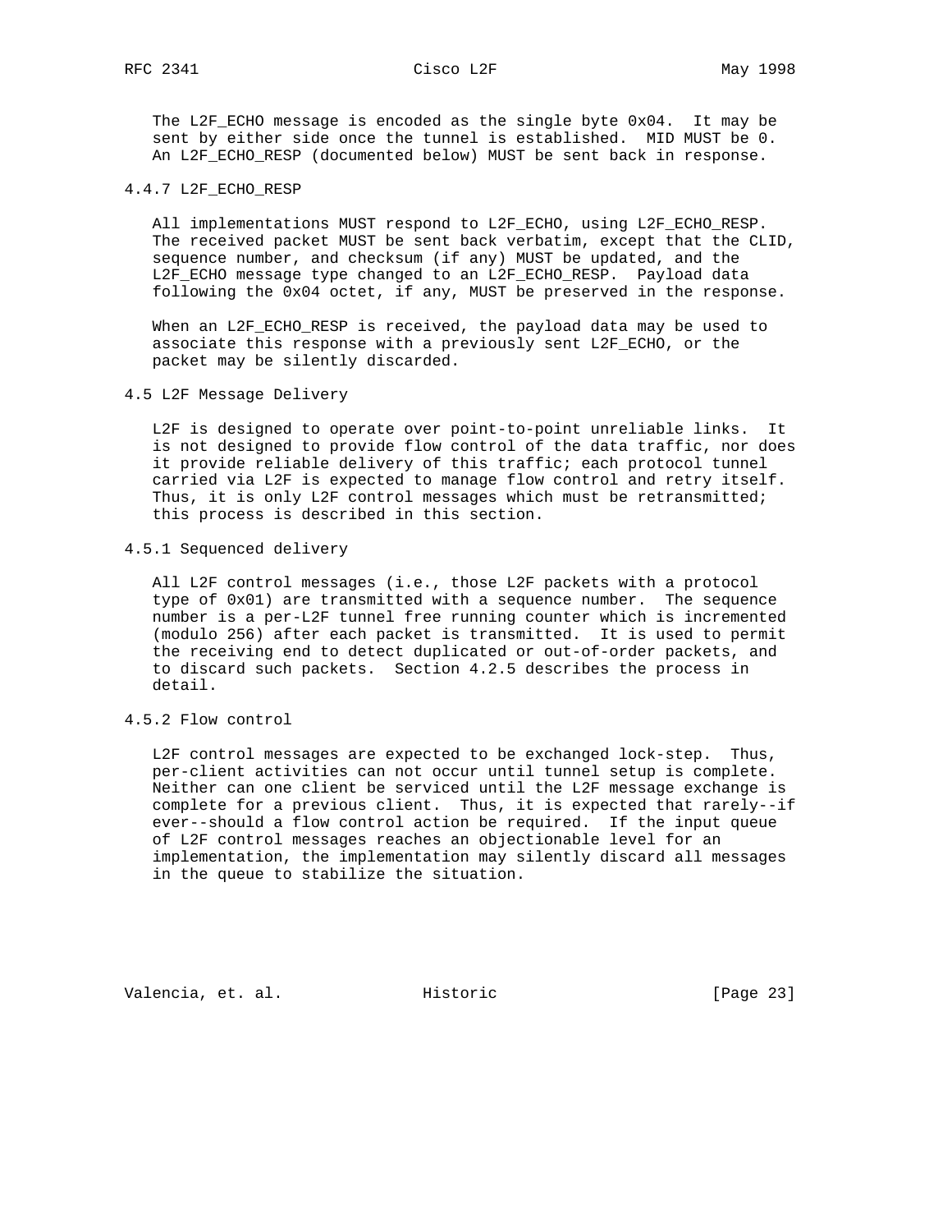The L2F_ECHO message is encoded as the single byte 0x04. It may be sent by either side once the tunnel is established. MID MUST be 0. An L2F_ECHO_RESP (documented below) MUST be sent back in response.

#### 4.4.7 L2F_ECHO_RESP

All implementations MUST respond to L2F_ECHO, using L2F_ECHO_RESP. The received packet MUST be sent back verbatim, except that the CLID, sequence number, and checksum (if any) MUST be updated, and the L2F_ECHO message type changed to an L2F_ECHO_RESP. Payload data following the 0x04 octet, if any, MUST be preserved in the response.

When an L2F_ECHO_RESP is received, the payload data may be used to associate this response with a previously sent L2F_ECHO, or the packet may be silently discarded.

### 4.5 L2F Message Delivery

L2F is designed to operate over point-to-point unreliable links. It is not designed to provide flow control of the data traffic, nor does it provide reliable delivery of this traffic; each protocol tunnel carried via L2F is expected to manage flow control and retry itself. Thus, it is only L2F control messages which must be retransmitted; this process is described in this section.

#### 4.5.1 Sequenced delivery

All L2F control messages (i.e., those L2F packets with a protocol type of 0x01) are transmitted with a sequence number. The sequence number is a per-L2F tunnel free running counter which is incremented (modulo 256) after each packet is transmitted. It is used to permit the receiving end to detect duplicated or out-of-order packets, and to discard such packets. Section 4.2.5 describes the process in detail.

#### 4.5.2 Flow control

L2F control messages are expected to be exchanged lock-step. Thus, per-client activities can not occur until tunnel setup is complete. Neither can one client be serviced until the L2F message exchange is complete for a previous client. Thus, it is expected that rarely--if ever--should a flow control action be required. If the input queue of L2F control messages reaches an objectionable level for an implementation, the implementation may silently discard all messages in the queue to stabilize the situation.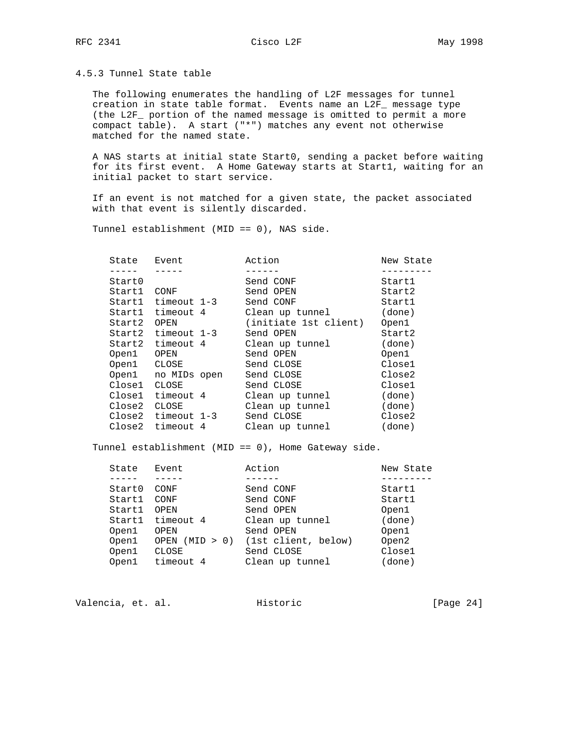### 4.5.3 Tunnel State table

The following enumerates the handling of L2F messages for tunnel creation in state table format. Events name an L2F_ message type (the L2F_ portion of the named message is omitted to permit a more compact table). A start ("*") matches any event not otherwise matched for the named state.

A NAS starts at initial state Start0, sending a packet before waiting for its first event. A Home Gateway starts at Start1, waiting for an initial packet to start service.

If an event is not matched for a given state, the packet associated with that event is silently discarded.

Tunnel establishment (MID == 0), NAS side.

| State | Event | Action | New State |
|---|---|---|---|
| Start0 | | Send CONF | Start1 |
| Start1 | CONF | Send OPEN | Start2 |
| Start1 | timeout 1-3 | Send CONF | Start1 |
| Start1 | timeout 4 | Clean up tunnel | (done) |
| Start2 | OPEN | (initiate 1st client) | Open1 |
| Start2 | timeout 1-3 | Send OPEN | Start2 |
| Start2 | timeout 4 | Clean up tunnel | (done) |
| Open1 | OPEN | Send OPEN | Open1 |
| Open1 | CLOSE | Send CLOSE | Close1 |
| Open1 | no MIDs open | Send CLOSE | Close2 |
| Close1 | CLOSE | Send CLOSE | Close1 |
| Close1 | timeout 4 | Clean up tunnel | (done) |
| Close2 | CLOSE | Clean up tunnel | (done) |
| Close2 | timeout 1-3 | Send CLOSE | Close2 |
| Close2 | timeout 4 | Clean up tunnel | (done) |

Tunnel establishment (MID == 0), Home Gateway side.

| State | Event | Action | New State |
|---|---|---|---|
| Start0 | CONF | Send CONF | Start1 |
| Start1 | CONF | Send CONF | Start1 |
| Start1 | OPEN | Send OPEN | Open1 |
| Start1 | timeout 4 | Clean up tunnel | (done) |
| Open1 | OPEN | Send OPEN | Open1 |
| Open1 | OPEN (MID > 0) | (1st client, below) | Open2 |
| Open1 | CLOSE | Send CLOSE | Close1 |
| Open1 | timeout 4 | Clean up tunnel | (done) |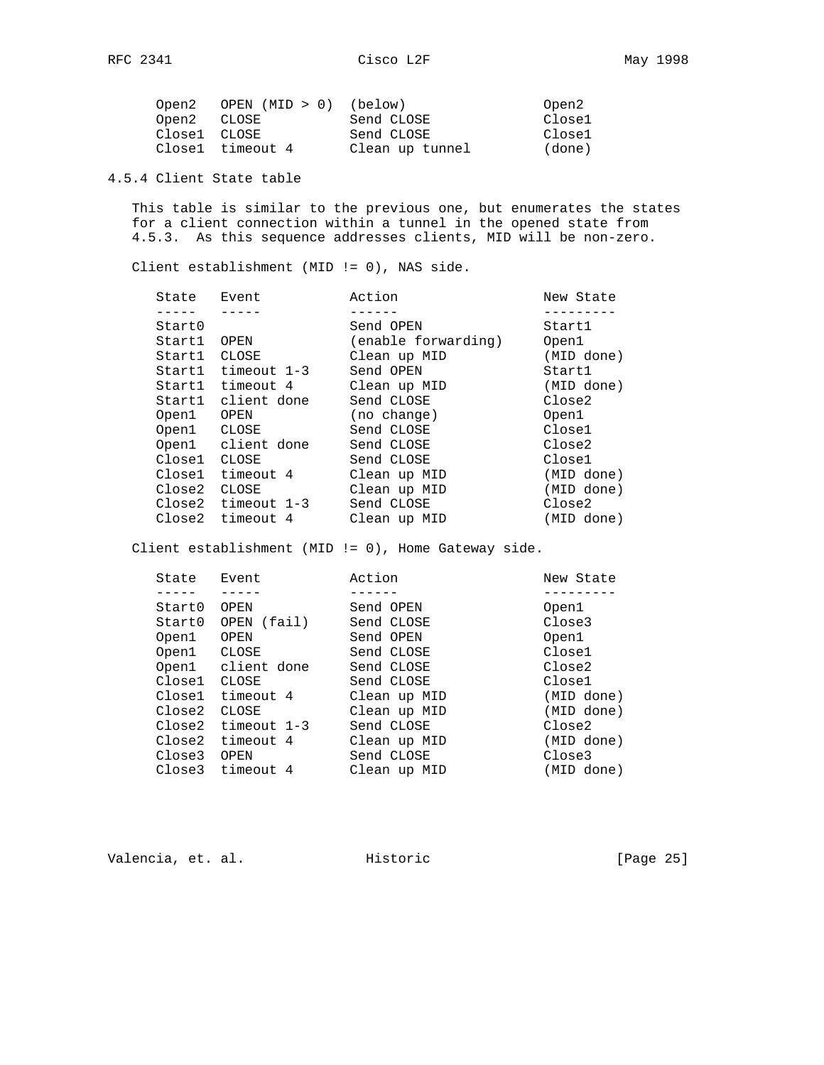| State | Event | Action | New State |
|---|---|---|---|
| Open2 | OPEN (MID > 0) | (below) | Open2 |
| Open2 | CLOSE | Send CLOSE | Close1 |
| Close1 | CLOSE | Send CLOSE | Close1 |
| Close1 | timeout 4 | Clean up tunnel | (done) |

### 4.5.4 Client State table

This table is similar to the previous one, but enumerates the states for a client connection within a tunnel in the opened state from 4.5.3. As this sequence addresses clients, MID will be non-zero.

Client establishment (MID != 0), NAS side.

| State | Event | Action | New State |
|---|---|---|---|
| Start0 | | Send OPEN | Start1 |
| Start1 | OPEN | (enable forwarding) | Open1 |
| Start1 | CLOSE | Clean up MID | (MID done) |
| Start1 | timeout 1-3 | Send OPEN | Start1 |
| Start1 | timeout 4 | Clean up MID | (MID done) |
| Start1 | client done | Send CLOSE | Close2 |
| Open1 | OPEN | (no change) | Open1 |
| Open1 | CLOSE | Send CLOSE | Close1 |
| Open1 | client done | Send CLOSE | Close2 |
| Close1 | CLOSE | Send CLOSE | Close1 |
| Close1 | timeout 4 | Clean up MID | (MID done) |
| Close2 | CLOSE | Clean up MID | (MID done) |
| Close2 | timeout 1-3 | Send CLOSE | Close2 |
| Close2 | timeout 4 | Clean up MID | (MID done) |

Client establishment (MID != 0), Home Gateway side.

| State | Event | Action | New State |
|---|---|---|---|
| Start0 | OPEN | Send OPEN | Open1 |
| Start0 | OPEN (fail) | Send CLOSE | Close3 |
| Open1 | OPEN | Send OPEN | Open1 |
| Open1 | CLOSE | Send CLOSE | Close1 |
| Open1 | client done | Send CLOSE | Close2 |
| Close1 | CLOSE | Send CLOSE | Close1 |
| Close1 | timeout 4 | Clean up MID | (MID done) |
| Close2 | CLOSE | Clean up MID | (MID done) |
| Close2 | timeout 1-3 | Send CLOSE | Close2 |
| Close2 | timeout 4 | Clean up MID | (MID done) |
| Close3 | OPEN | Send CLOSE | Close3 |
| Close3 | timeout 4 | Clean up MID | (MID done) |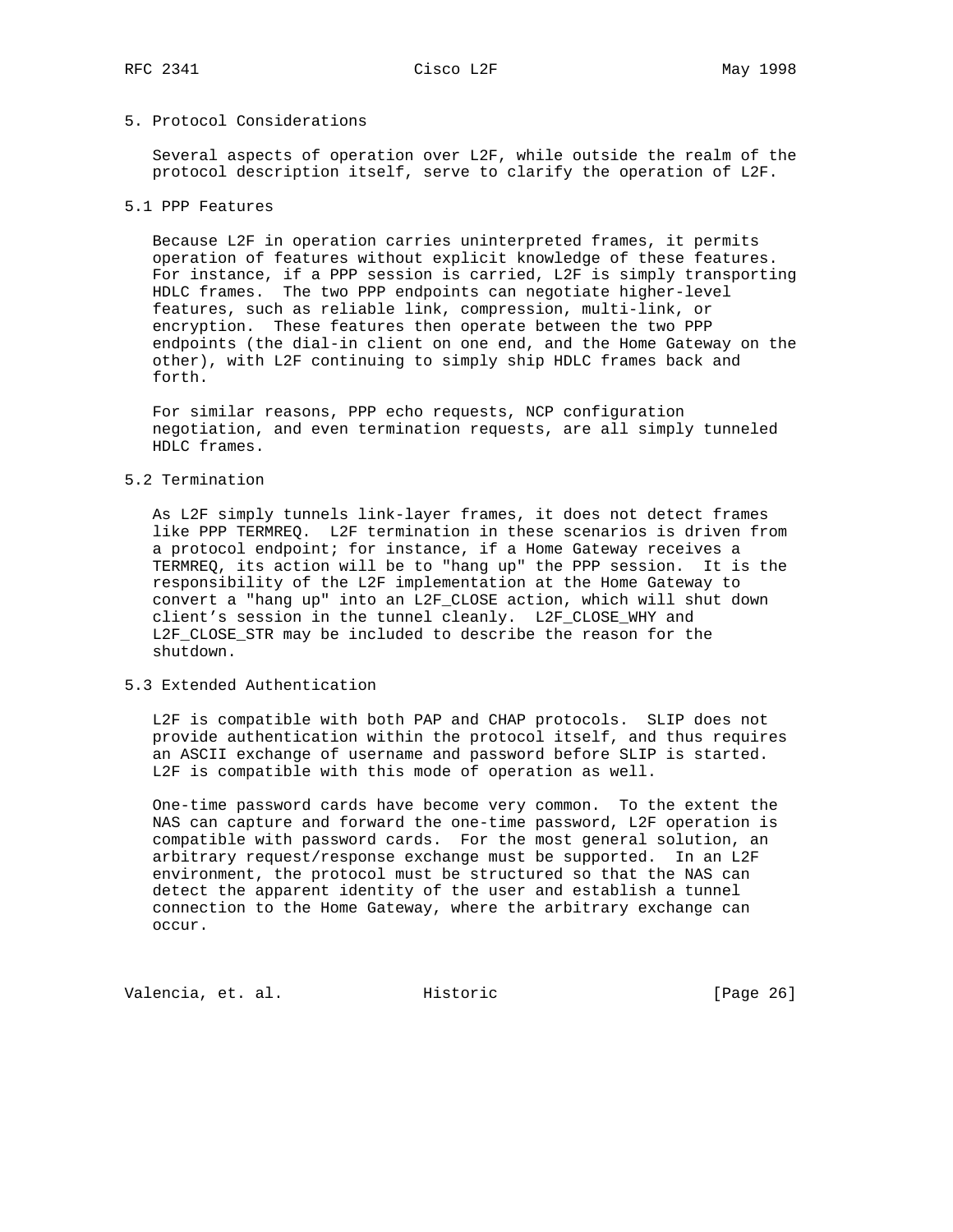## 5. Protocol Considerations

Several aspects of operation over L2F, while outside the realm of the protocol description itself, serve to clarify the operation of L2F.

### 5.1 PPP Features

Because L2F in operation carries uninterpreted frames, it permits operation of features without explicit knowledge of these features. For instance, if a PPP session is carried, L2F is simply transporting HDLC frames. The two PPP endpoints can negotiate higher-level features, such as reliable link, compression, multi-link, or encryption. These features then operate between the two PPP endpoints (the dial-in client on one end, and the Home Gateway on the other), with L2F continuing to simply ship HDLC frames back and forth.

For similar reasons, PPP echo requests, NCP configuration negotiation, and even termination requests, are all simply tunneled HDLC frames.

### 5.2 Termination

As L2F simply tunnels link-layer frames, it does not detect frames like PPP TERMREQ. L2F termination in these scenarios is driven from a protocol endpoint; for instance, if a Home Gateway receives a TERMREQ, its action will be to "hang up" the PPP session. It is the responsibility of the L2F implementation at the Home Gateway to convert a "hang up" into an L2F_CLOSE action, which will shut down client's session in the tunnel cleanly. L2F_CLOSE_WHY and L2F_CLOSE_STR may be included to describe the reason for the shutdown.

### 5.3 Extended Authentication

L2F is compatible with both PAP and CHAP protocols. SLIP does not provide authentication within the protocol itself, and thus requires an ASCII exchange of username and password before SLIP is started. L2F is compatible with this mode of operation as well.

One-time password cards have become very common. To the extent the NAS can capture and forward the one-time password, L2F operation is compatible with password cards. For the most general solution, an arbitrary request/response exchange must be supported. In an L2F environment, the protocol must be structured so that the NAS can detect the apparent identity of the user and establish a tunnel connection to the Home Gateway, where the arbitrary exchange can occur.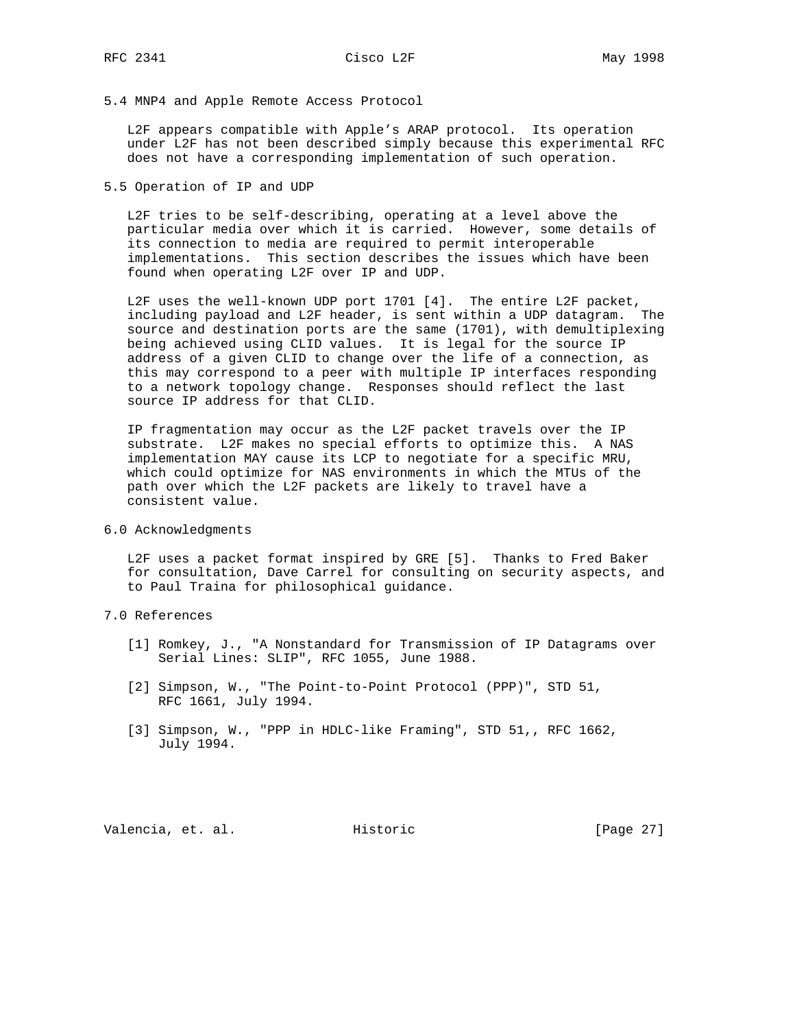## 5.4 MNP4 and Apple Remote Access Protocol

L2F appears compatible with Apple's ARAP protocol. Its operation under L2F has not been described simply because this experimental RFC does not have a corresponding implementation of such operation.

## 5.5 Operation of IP and UDP

L2F tries to be self-describing, operating at a level above the particular media over which it is carried. However, some details of its connection to media are required to permit interoperable implementations. This section describes the issues which have been found when operating L2F over IP and UDP.

L2F uses the well-known UDP port 1701 [4]. The entire L2F packet, including payload and L2F header, is sent within a UDP datagram. The source and destination ports are the same (1701), with demultiplexing being achieved using CLID values. It is legal for the source IP address of a given CLID to change over the life of a connection, as this may correspond to a peer with multiple IP interfaces responding to a network topology change. Responses should reflect the last source IP address for that CLID.

IP fragmentation may occur as the L2F packet travels over the IP substrate. L2F makes no special efforts to optimize this. A NAS implementation MAY cause its LCP to negotiate for a specific MRU, which could optimize for NAS environments in which the MTUs of the path over which the L2F packets are likely to travel have a consistent value.

## 6.0 Acknowledgments

L2F uses a packet format inspired by GRE [5]. Thanks to Fred Baker for consultation, Dave Carrel for consulting on security aspects, and to Paul Traina for philosophical guidance.

## 7.0 References

[1] Romkey, J., "A Nonstandard for Transmission of IP Datagrams over Serial Lines: SLIP", RFC 1055, June 1988.

[2] Simpson, W., "The Point-to-Point Protocol (PPP)", STD 51, RFC 1661, July 1994.

[3] Simpson, W., "PPP in HDLC-like Framing", STD 51,, RFC 1662, July 1994.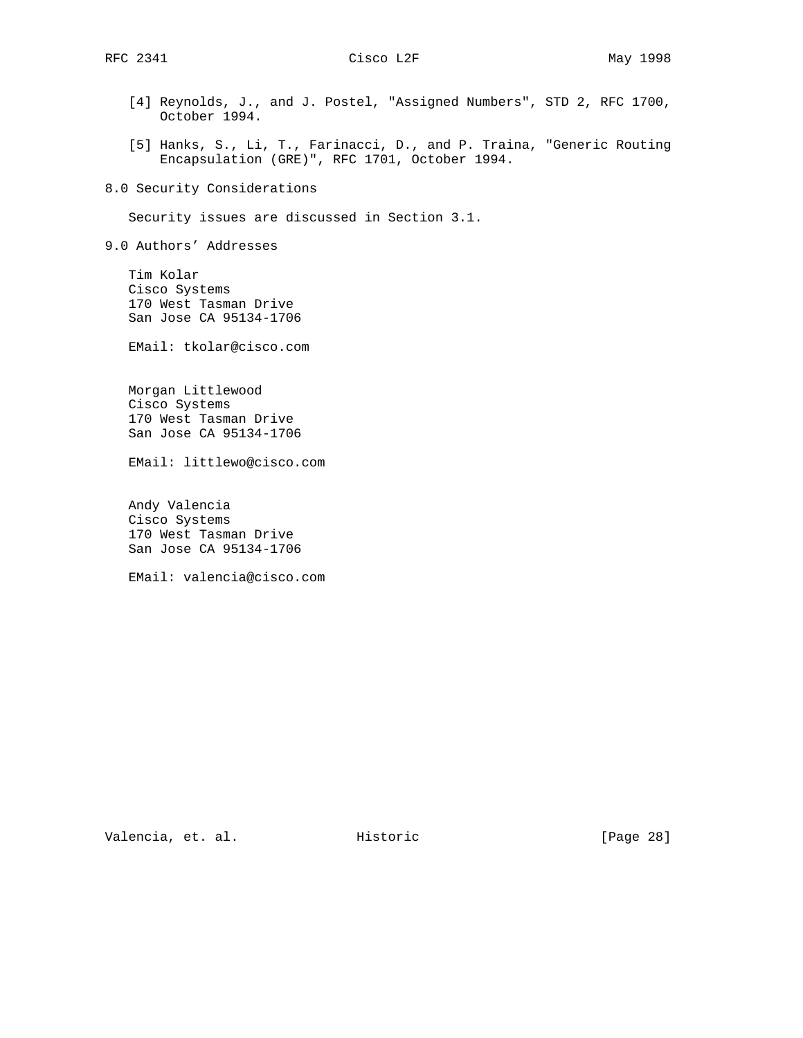[4] Reynolds, J., and J. Postel, "Assigned Numbers", STD 2, RFC 1700, October 1994.

[5] Hanks, S., Li, T., Farinacci, D., and P. Traina, "Generic Routing Encapsulation (GRE)", RFC 1701, October 1994.

## 8.0 Security Considerations

Security issues are discussed in Section 3.1.

## 9.0 Authors' Addresses

Tim Kolar
Cisco Systems
170 West Tasman Drive
San Jose CA 95134-1706

EMail: tkolar@cisco.com

Morgan Littlewood
Cisco Systems
170 West Tasman Drive
San Jose CA 95134-1706

EMail: littlewo@cisco.com

Andy Valencia
Cisco Systems
170 West Tasman Drive
San Jose CA 95134-1706

EMail: valencia@cisco.com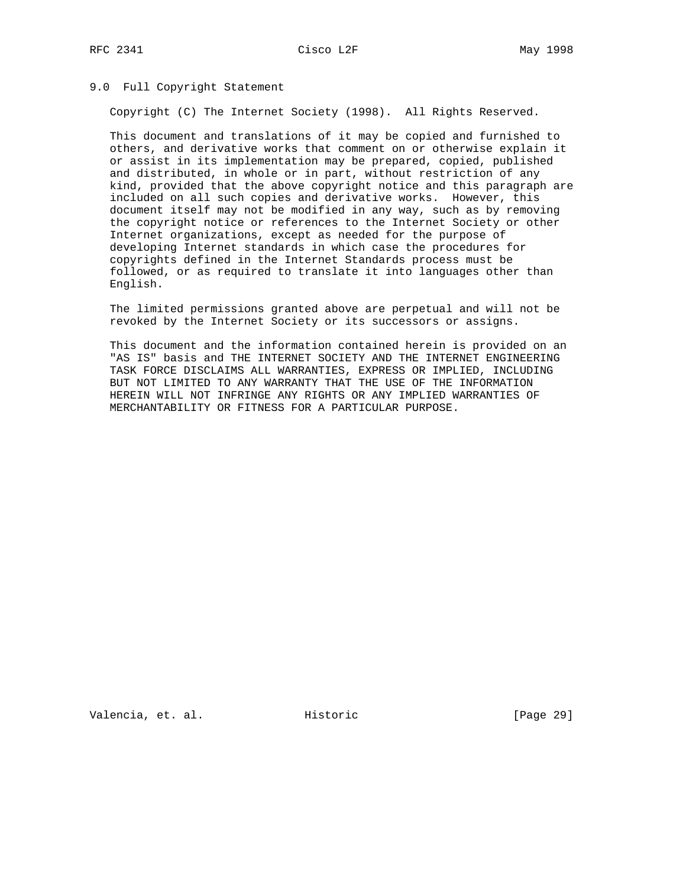## 9.0 Full Copyright Statement

Copyright (C) The Internet Society (1998). All Rights Reserved.

This document and translations of it may be copied and furnished to others, and derivative works that comment on or otherwise explain it or assist in its implementation may be prepared, copied, published and distributed, in whole or in part, without restriction of any kind, provided that the above copyright notice and this paragraph are included on all such copies and derivative works. However, this document itself may not be modified in any way, such as by removing the copyright notice or references to the Internet Society or other Internet organizations, except as needed for the purpose of developing Internet standards in which case the procedures for copyrights defined in the Internet Standards process must be followed, or as required to translate it into languages other than English.

The limited permissions granted above are perpetual and will not be revoked by the Internet Society or its successors or assigns.

This document and the information contained herein is provided on an "AS IS" basis and THE INTERNET SOCIETY AND THE INTERNET ENGINEERING TASK FORCE DISCLAIMS ALL WARRANTIES, EXPRESS OR IMPLIED, INCLUDING BUT NOT LIMITED TO ANY WARRANTY THAT THE USE OF THE INFORMATION HEREIN WILL NOT INFRINGE ANY RIGHTS OR ANY IMPLIED WARRANTIES OF MERCHANTABILITY OR FITNESS FOR A PARTICULAR PURPOSE.